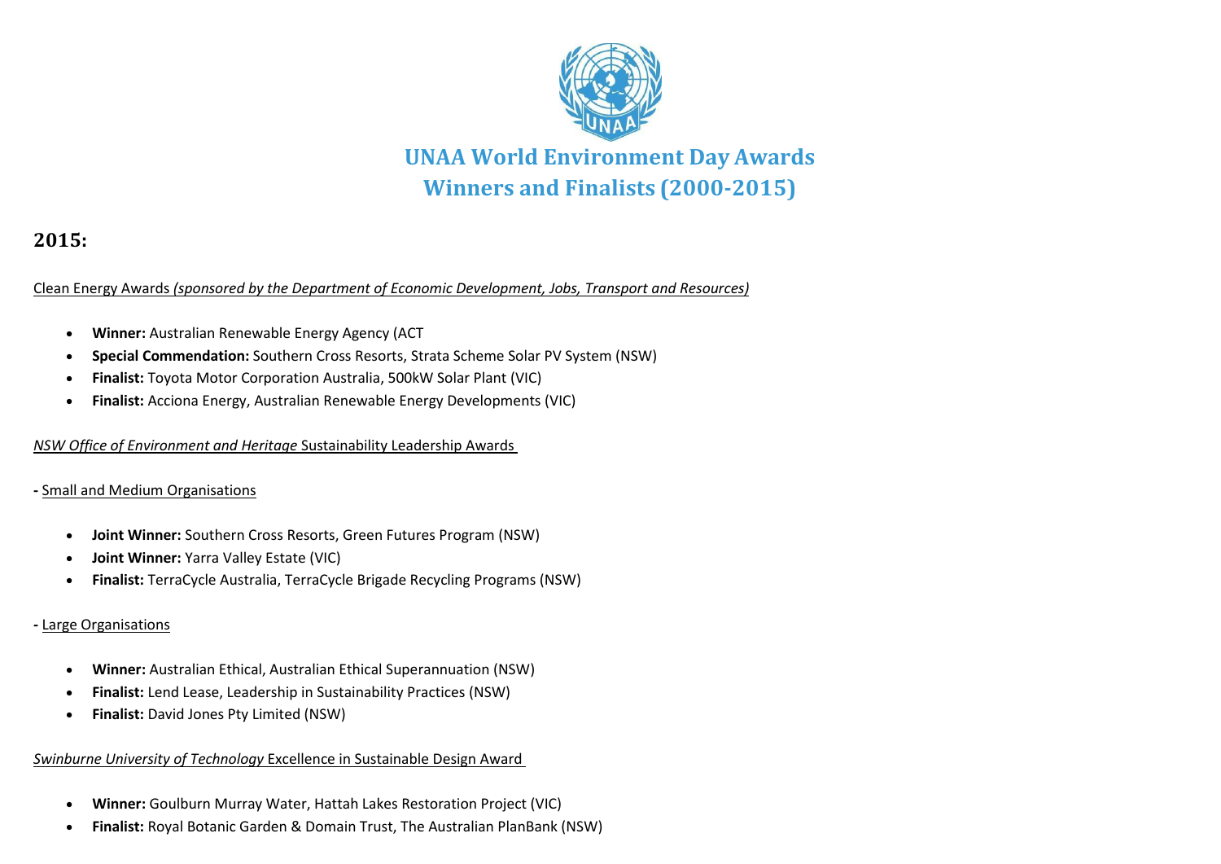# UNAA World Environment Day Awards
# Winners and Finalists (2000-2015)

## 2015:

Clean Energy Awards *(sponsored by the Department of Economic Development, Jobs, Transport and Resources)*

- **Winner:** Australian Renewable Energy Agency (ACT
- **Special Commendation:** Southern Cross Resorts, Strata Scheme Solar PV System (NSW)
- **Finalist:** Toyota Motor Corporation Australia, 500kW Solar Plant (VIC)
- **Finalist:** Acciona Energy, Australian Renewable Energy Developments (VIC)

*NSW Office of Environment and Heritage* Sustainability Leadership Awards

**-** Small and Medium Organisations

- **Joint Winner:** Southern Cross Resorts, Green Futures Program (NSW)
- **Joint Winner:** Yarra Valley Estate (VIC)
- **Finalist:** TerraCycle Australia, TerraCycle Brigade Recycling Programs (NSW)

**-** Large Organisations

- **Winner:** Australian Ethical, Australian Ethical Superannuation (NSW)
- **Finalist:** Lend Lease, Leadership in Sustainability Practices (NSW)
- **Finalist:** David Jones Pty Limited (NSW)

*Swinburne University of Technology* Excellence in Sustainable Design Award

- **Winner:** Goulburn Murray Water, Hattah Lakes Restoration Project (VIC)
- **Finalist:** Royal Botanic Garden & Domain Trust, The Australian PlanBank (NSW)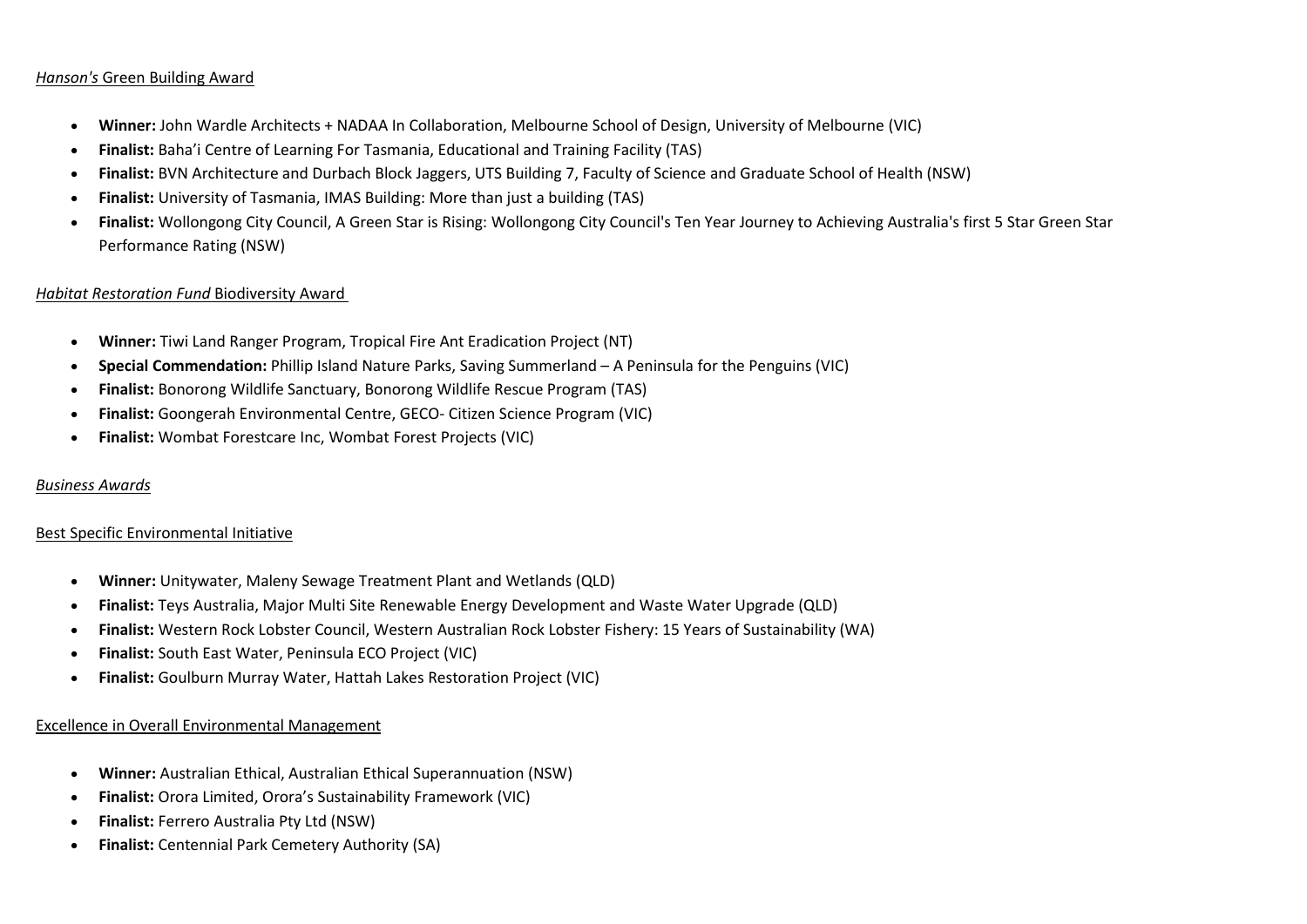*Hanson's* Green Building Award

- **Winner:** John Wardle Architects + NADAA In Collaboration, Melbourne School of Design, University of Melbourne (VIC)
- **Finalist:** Baha'i Centre of Learning For Tasmania, Educational and Training Facility (TAS)
- **Finalist:** BVN Architecture and Durbach Block Jaggers, UTS Building 7, Faculty of Science and Graduate School of Health (NSW)
- **Finalist:** University of Tasmania, IMAS Building: More than just a building (TAS)
- **Finalist:** Wollongong City Council, A Green Star is Rising: Wollongong City Council's Ten Year Journey to Achieving Australia's first 5 Star Green Star Performance Rating (NSW)

*Habitat Restoration Fund* Biodiversity Award

- **Winner:** Tiwi Land Ranger Program, Tropical Fire Ant Eradication Project (NT)
- **Special Commendation:** Phillip Island Nature Parks, Saving Summerland – A Peninsula for the Penguins (VIC)
- **Finalist:** Bonorong Wildlife Sanctuary, Bonorong Wildlife Rescue Program (TAS)
- **Finalist:** Goongerah Environmental Centre, GECO- Citizen Science Program (VIC)
- **Finalist:** Wombat Forestcare Inc, Wombat Forest Projects (VIC)

*Business Awards*

Best Specific Environmental Initiative

- **Winner:** Unitywater, Maleny Sewage Treatment Plant and Wetlands (QLD)
- **Finalist:** Teys Australia, Major Multi Site Renewable Energy Development and Waste Water Upgrade (QLD)
- **Finalist:** Western Rock Lobster Council, Western Australian Rock Lobster Fishery: 15 Years of Sustainability (WA)
- **Finalist:** South East Water, Peninsula ECO Project (VIC)
- **Finalist:** Goulburn Murray Water, Hattah Lakes Restoration Project (VIC)

Excellence in Overall Environmental Management

- **Winner:** Australian Ethical, Australian Ethical Superannuation (NSW)
- **Finalist:** Orora Limited, Orora's Sustainability Framework (VIC)
- **Finalist:** Ferrero Australia Pty Ltd (NSW)
- **Finalist:** Centennial Park Cemetery Authority (SA)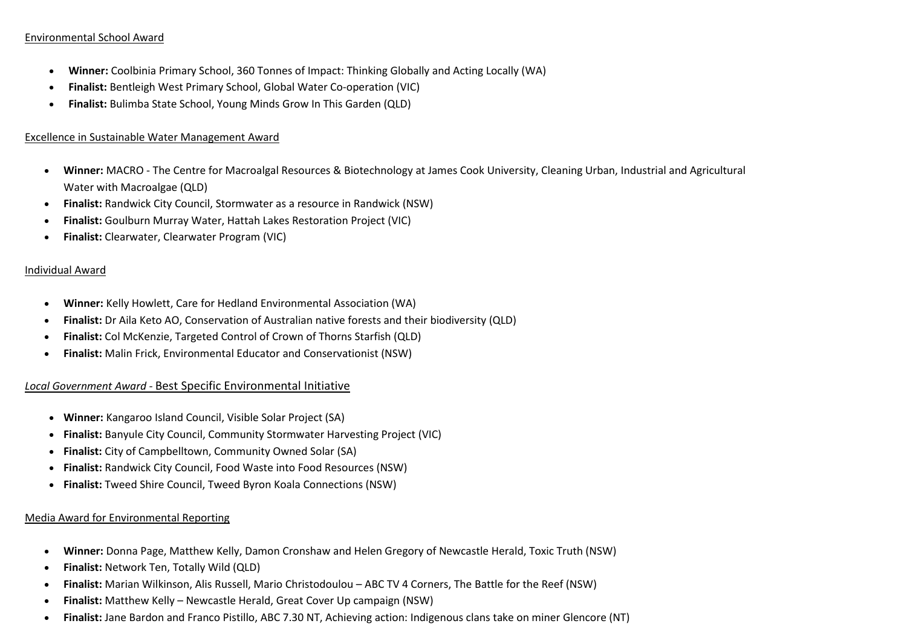Environmental School Award

- **Winner:** Coolbinia Primary School, 360 Tonnes of Impact: Thinking Globally and Acting Locally (WA)
- **Finalist:** Bentleigh West Primary School, Global Water Co-operation (VIC)
- **Finalist:** Bulimba State School, Young Minds Grow In This Garden (QLD)

Excellence in Sustainable Water Management Award

- **Winner:** MACRO - The Centre for Macroalgal Resources & Biotechnology at James Cook University, Cleaning Urban, Industrial and Agricultural Water with Macroalgae (QLD)
- **Finalist:** Randwick City Council, Stormwater as a resource in Randwick (NSW)
- **Finalist:** Goulburn Murray Water, Hattah Lakes Restoration Project (VIC)
- **Finalist:** Clearwater, Clearwater Program (VIC)

Individual Award

- **Winner:** Kelly Howlett, Care for Hedland Environmental Association (WA)
- **Finalist:** Dr Aila Keto AO, Conservation of Australian native forests and their biodiversity (QLD)
- **Finalist:** Col McKenzie, Targeted Control of Crown of Thorns Starfish (QLD)
- **Finalist:** Malin Frick, Environmental Educator and Conservationist (NSW)

*Local Government Award* - Best Specific Environmental Initiative

- **Winner:** Kangaroo Island Council, Visible Solar Project (SA)
- **Finalist:** Banyule City Council, Community Stormwater Harvesting Project (VIC)
- **Finalist:** City of Campbelltown, Community Owned Solar (SA)
- **Finalist:** Randwick City Council, Food Waste into Food Resources (NSW)
- **Finalist:** Tweed Shire Council, Tweed Byron Koala Connections (NSW)

Media Award for Environmental Reporting

- **Winner:** Donna Page, Matthew Kelly, Damon Cronshaw and Helen Gregory of Newcastle Herald, Toxic Truth (NSW)
- **Finalist:** Network Ten, Totally Wild (QLD)
- **Finalist:** Marian Wilkinson, Alis Russell, Mario Christodoulou – ABC TV 4 Corners, The Battle for the Reef (NSW)
- **Finalist:** Matthew Kelly – Newcastle Herald, Great Cover Up campaign (NSW)
- **Finalist:** Jane Bardon and Franco Pistillo, ABC 7.30 NT, Achieving action: Indigenous clans take on miner Glencore (NT)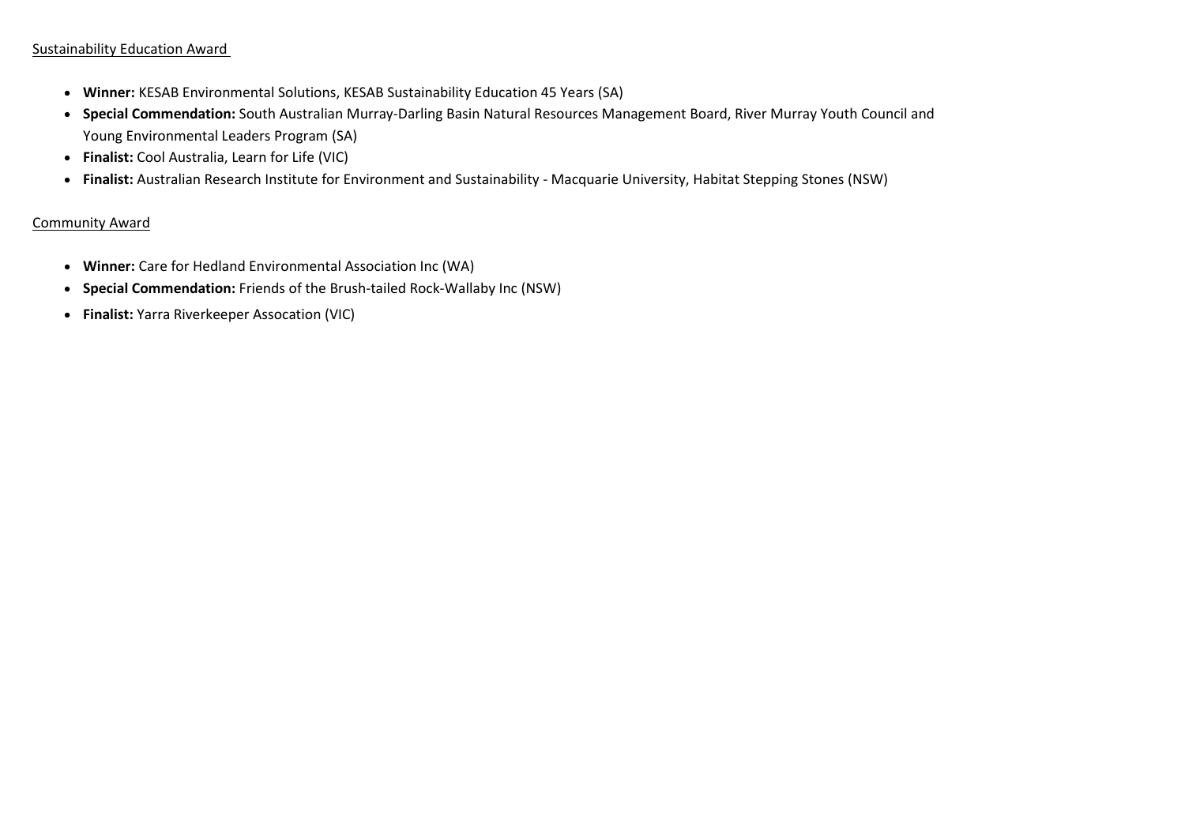Sustainability Education Award

- **Winner:** KESAB Environmental Solutions, KESAB Sustainability Education 45 Years (SA)
- **Special Commendation:** South Australian Murray-Darling Basin Natural Resources Management Board, River Murray Youth Council and Young Environmental Leaders Program (SA)
- **Finalist:** Cool Australia, Learn for Life (VIC)
- **Finalist:** Australian Research Institute for Environment and Sustainability - Macquarie University, Habitat Stepping Stones (NSW)

Community Award

- **Winner:** Care for Hedland Environmental Association Inc (WA)
- **Special Commendation:** Friends of the Brush-tailed Rock-Wallaby Inc (NSW)
- **Finalist:** Yarra Riverkeeper Assocation (VIC)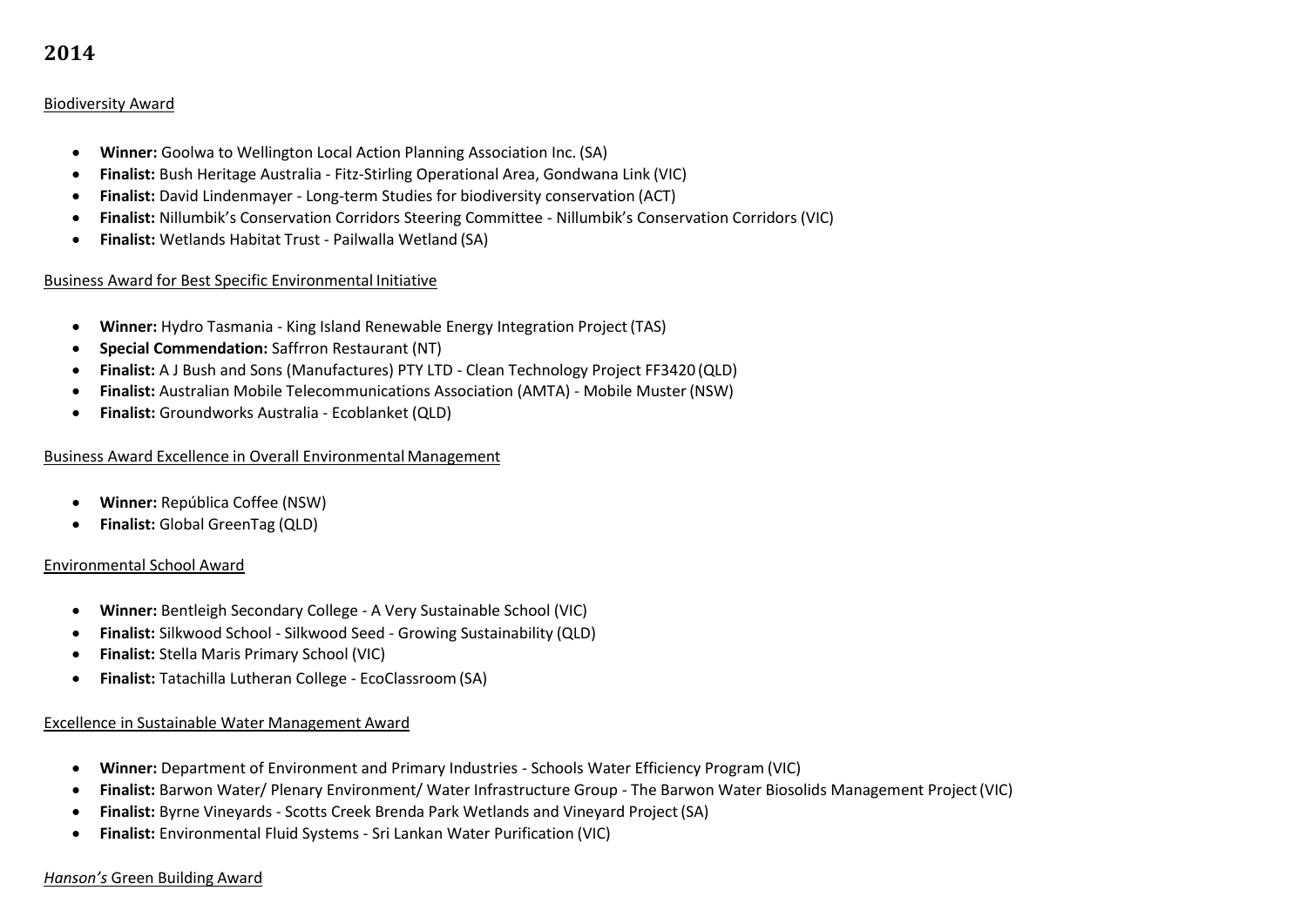## 2014

Biodiversity Award

- **Winner:** Goolwa to Wellington Local Action Planning Association Inc. (SA)
- **Finalist:** Bush Heritage Australia - Fitz-Stirling Operational Area, Gondwana Link (VIC)
- **Finalist:** David Lindenmayer - Long-term Studies for biodiversity conservation (ACT)
- **Finalist:** Nillumbik's Conservation Corridors Steering Committee - Nillumbik's Conservation Corridors (VIC)
- **Finalist:** Wetlands Habitat Trust - Pailwalla Wetland (SA)

Business Award for Best Specific Environmental Initiative

- **Winner:** Hydro Tasmania - King Island Renewable Energy Integration Project (TAS)
- **Special Commendation:** Saffrron Restaurant (NT)
- **Finalist:** A J Bush and Sons (Manufactures) PTY LTD - Clean Technology Project FF3420 (QLD)
- **Finalist:** Australian Mobile Telecommunications Association (AMTA) - Mobile Muster (NSW)
- **Finalist:** Groundworks Australia - Ecoblanket (QLD)

Business Award Excellence in Overall Environmental Management

- **Winner:** República Coffee (NSW)
- **Finalist:** Global GreenTag (QLD)

Environmental School Award

- **Winner:** Bentleigh Secondary College - A Very Sustainable School (VIC)
- **Finalist:** Silkwood School - Silkwood Seed - Growing Sustainability (QLD)
- **Finalist:** Stella Maris Primary School (VIC)
- **Finalist:** Tatachilla Lutheran College - EcoClassroom (SA)

Excellence in Sustainable Water Management Award

- **Winner:** Department of Environment and Primary Industries - Schools Water Efficiency Program (VIC)
- **Finalist:** Barwon Water/ Plenary Environment/ Water Infrastructure Group - The Barwon Water Biosolids Management Project (VIC)
- **Finalist:** Byrne Vineyards - Scotts Creek Brenda Park Wetlands and Vineyard Project (SA)
- **Finalist:** Environmental Fluid Systems - Sri Lankan Water Purification (VIC)

*Hanson's* Green Building Award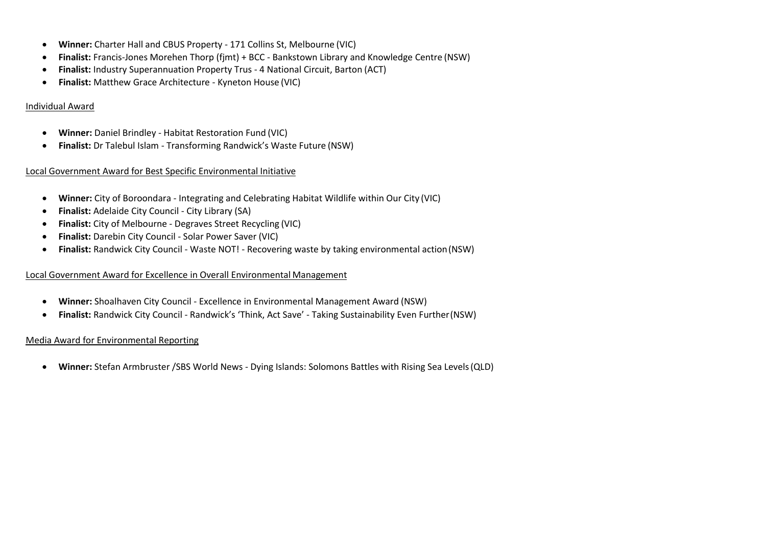- **Winner:** Charter Hall and CBUS Property - 171 Collins St, Melbourne (VIC)
- **Finalist:** Francis-Jones Morehen Thorp (fjmt) + BCC - Bankstown Library and Knowledge Centre (NSW)
- **Finalist:** Industry Superannuation Property Trus - 4 National Circuit, Barton (ACT)
- **Finalist:** Matthew Grace Architecture - Kyneton House (VIC)

Individual Award

- **Winner:** Daniel Brindley - Habitat Restoration Fund (VIC)
- **Finalist:** Dr Talebul Islam - Transforming Randwick's Waste Future (NSW)

Local Government Award for Best Specific Environmental Initiative

- **Winner:** City of Boroondara - Integrating and Celebrating Habitat Wildlife within Our City (VIC)
- **Finalist:** Adelaide City Council - City Library (SA)
- **Finalist:** City of Melbourne - Degraves Street Recycling (VIC)
- **Finalist:** Darebin City Council - Solar Power Saver (VIC)
- **Finalist:** Randwick City Council - Waste NOT! - Recovering waste by taking environmental action (NSW)

Local Government Award for Excellence in Overall Environmental Management

- **Winner:** Shoalhaven City Council - Excellence in Environmental Management Award (NSW)
- **Finalist:** Randwick City Council - Randwick's 'Think, Act Save' - Taking Sustainability Even Further (NSW)

Media Award for Environmental Reporting

- **Winner:** Stefan Armbruster /SBS World News - Dying Islands: Solomons Battles with Rising Sea Levels (QLD)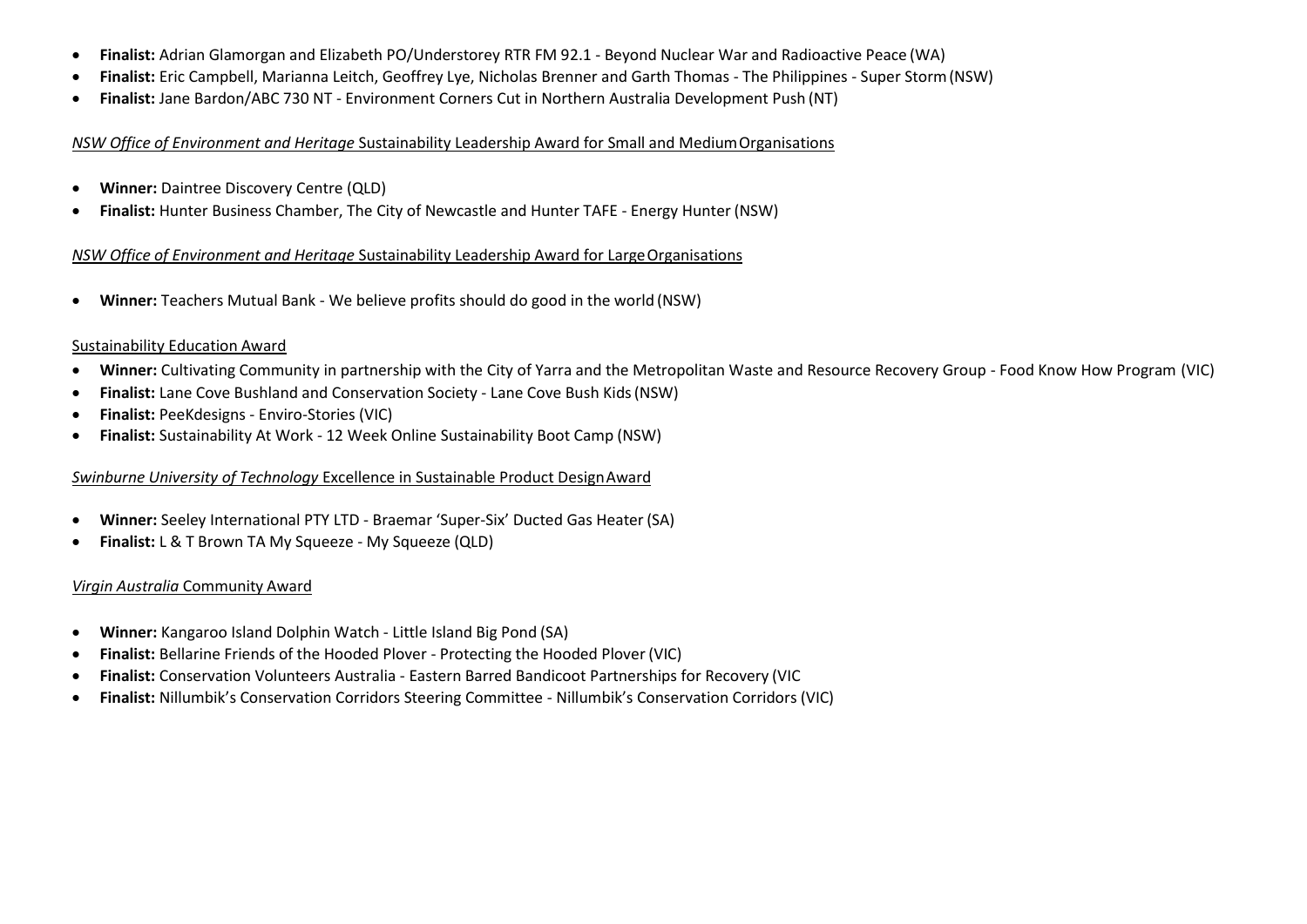- **Finalist:** Adrian Glamorgan and Elizabeth PO/Understorey RTR FM 92.1 - Beyond Nuclear War and Radioactive Peace (WA)
- **Finalist:** Eric Campbell, Marianna Leitch, Geoffrey Lye, Nicholas Brenner and Garth Thomas - The Philippines - Super Storm (NSW)
- **Finalist:** Jane Bardon/ABC 730 NT - Environment Corners Cut in Northern Australia Development Push (NT)

<u>*NSW Office of Environment and Heritage* Sustainability Leadership Award for Small and Medium Organisations</u>

- **Winner:** Daintree Discovery Centre (QLD)
- **Finalist:** Hunter Business Chamber, The City of Newcastle and Hunter TAFE - Energy Hunter (NSW)

<u>*NSW Office of Environment and Heritage* Sustainability Leadership Award for Large Organisations</u>

- **Winner:** Teachers Mutual Bank - We believe profits should do good in the world (NSW)

<u>Sustainability Education Award</u>

- **Winner:** Cultivating Community in partnership with the City of Yarra and the Metropolitan Waste and Resource Recovery Group - Food Know How Program (VIC)
- **Finalist:** Lane Cove Bushland and Conservation Society - Lane Cove Bush Kids (NSW)
- **Finalist:** PeeKdesigns - Enviro-Stories (VIC)
- **Finalist:** Sustainability At Work - 12 Week Online Sustainability Boot Camp (NSW)

<u>*Swinburne University of Technology* Excellence in Sustainable Product Design Award</u>

- **Winner:** Seeley International PTY LTD - Braemar 'Super-Six' Ducted Gas Heater (SA)
- **Finalist:** L & T Brown TA My Squeeze - My Squeeze (QLD)

<u>*Virgin Australia* Community Award</u>

- **Winner:** Kangaroo Island Dolphin Watch - Little Island Big Pond (SA)
- **Finalist:** Bellarine Friends of the Hooded Plover - Protecting the Hooded Plover (VIC)
- **Finalist:** Conservation Volunteers Australia - Eastern Barred Bandicoot Partnerships for Recovery (VIC
- **Finalist:** Nillumbik's Conservation Corridors Steering Committee - Nillumbik's Conservation Corridors (VIC)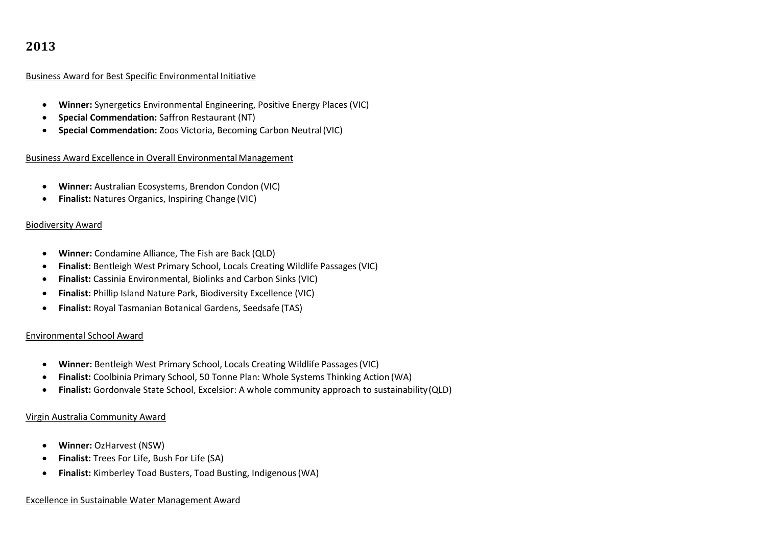## 2013

Business Award for Best Specific Environmental Initiative

- **Winner:** Synergetics Environmental Engineering, Positive Energy Places (VIC)
- **Special Commendation:** Saffron Restaurant (NT)
- **Special Commendation:** Zoos Victoria, Becoming Carbon Neutral (VIC)

Business Award Excellence in Overall Environmental Management

- **Winner:** Australian Ecosystems, Brendon Condon (VIC)
- **Finalist:** Natures Organics, Inspiring Change (VIC)

Biodiversity Award

- **Winner:** Condamine Alliance, The Fish are Back (QLD)
- **Finalist:** Bentleigh West Primary School, Locals Creating Wildlife Passages (VIC)
- **Finalist:** Cassinia Environmental, Biolinks and Carbon Sinks (VIC)
- **Finalist:** Phillip Island Nature Park, Biodiversity Excellence (VIC)
- **Finalist:** Royal Tasmanian Botanical Gardens, Seedsafe (TAS)

Environmental School Award

- **Winner:** Bentleigh West Primary School, Locals Creating Wildlife Passages (VIC)
- **Finalist:** Coolbinia Primary School, 50 Tonne Plan: Whole Systems Thinking Action (WA)
- **Finalist:** Gordonvale State School, Excelsior: A whole community approach to sustainability (QLD)

Virgin Australia Community Award

- **Winner:** OzHarvest (NSW)
- **Finalist:** Trees For Life, Bush For Life (SA)
- **Finalist:** Kimberley Toad Busters, Toad Busting, Indigenous (WA)

Excellence in Sustainable Water Management Award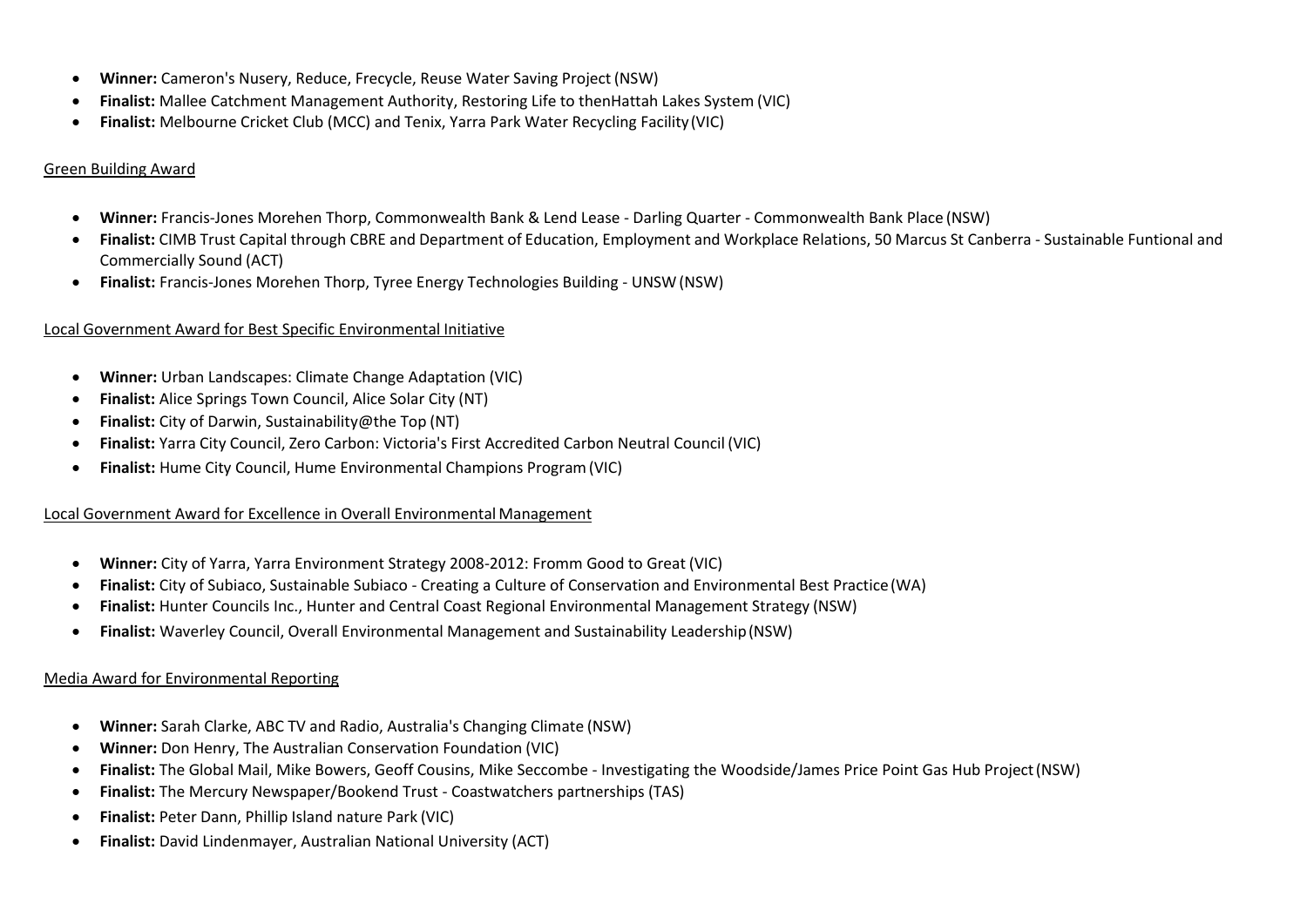- **Winner:** Cameron's Nusery, Reduce, Frecycle, Reuse Water Saving Project (NSW)
- **Finalist:** Mallee Catchment Management Authority, Restoring Life to thenHattah Lakes System (VIC)
- **Finalist:** Melbourne Cricket Club (MCC) and Tenix, Yarra Park Water Recycling Facility (VIC)

Green Building Award

- **Winner:** Francis-Jones Morehen Thorp, Commonwealth Bank & Lend Lease - Darling Quarter - Commonwealth Bank Place (NSW)
- **Finalist:** CIMB Trust Capital through CBRE and Department of Education, Employment and Workplace Relations, 50 Marcus St Canberra - Sustainable Funtional and Commercially Sound (ACT)
- **Finalist:** Francis-Jones Morehen Thorp, Tyree Energy Technologies Building - UNSW (NSW)

Local Government Award for Best Specific Environmental Initiative

- **Winner:** Urban Landscapes: Climate Change Adaptation (VIC)
- **Finalist:** Alice Springs Town Council, Alice Solar City (NT)
- **Finalist:** City of Darwin, Sustainability@the Top (NT)
- **Finalist:** Yarra City Council, Zero Carbon: Victoria's First Accredited Carbon Neutral Council (VIC)
- **Finalist:** Hume City Council, Hume Environmental Champions Program (VIC)

Local Government Award for Excellence in Overall Environmental Management

- **Winner:** City of Yarra, Yarra Environment Strategy 2008-2012: Fromm Good to Great (VIC)
- **Finalist:** City of Subiaco, Sustainable Subiaco - Creating a Culture of Conservation and Environmental Best Practice (WA)
- **Finalist:** Hunter Councils Inc., Hunter and Central Coast Regional Environmental Management Strategy (NSW)
- **Finalist:** Waverley Council, Overall Environmental Management and Sustainability Leadership (NSW)

Media Award for Environmental Reporting

- **Winner:** Sarah Clarke, ABC TV and Radio, Australia's Changing Climate (NSW)
- **Winner:** Don Henry, The Australian Conservation Foundation (VIC)
- **Finalist:** The Global Mail, Mike Bowers, Geoff Cousins, Mike Seccombe - Investigating the Woodside/James Price Point Gas Hub Project (NSW)
- **Finalist:** The Mercury Newspaper/Bookend Trust - Coastwatchers partnerships (TAS)
- **Finalist:** Peter Dann, Phillip Island nature Park (VIC)
- **Finalist:** David Lindenmayer, Australian National University (ACT)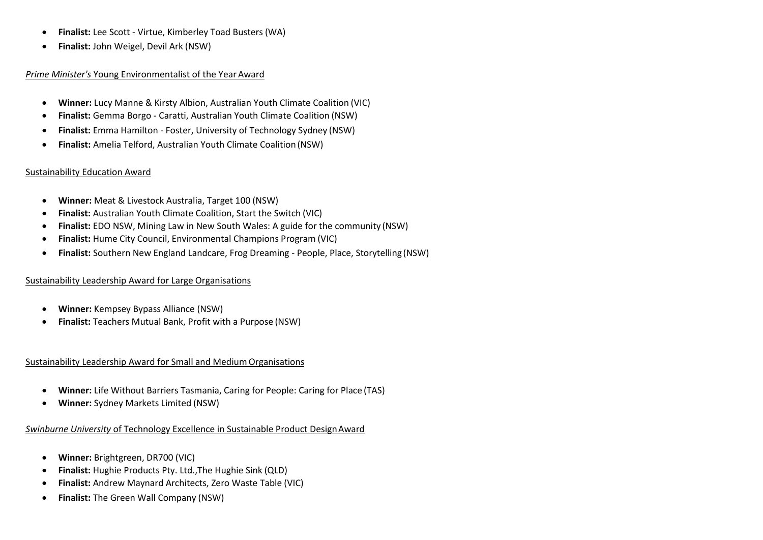- **Finalist:** Lee Scott - Virtue, Kimberley Toad Busters (WA)
- **Finalist:** John Weigel, Devil Ark (NSW)

*Prime Minister's* Young Environmentalist of the Year Award

- **Winner:** Lucy Manne & Kirsty Albion, Australian Youth Climate Coalition (VIC)
- **Finalist:** Gemma Borgo - Caratti, Australian Youth Climate Coalition (NSW)
- **Finalist:** Emma Hamilton - Foster, University of Technology Sydney (NSW)
- **Finalist:** Amelia Telford, Australian Youth Climate Coalition (NSW)

Sustainability Education Award

- **Winner:** Meat & Livestock Australia, Target 100 (NSW)
- **Finalist:** Australian Youth Climate Coalition, Start the Switch (VIC)
- **Finalist:** EDO NSW, Mining Law in New South Wales: A guide for the community (NSW)
- **Finalist:** Hume City Council, Environmental Champions Program (VIC)
- **Finalist:** Southern New England Landcare, Frog Dreaming - People, Place, Storytelling (NSW)

Sustainability Leadership Award for Large Organisations

- **Winner:** Kempsey Bypass Alliance (NSW)
- **Finalist:** Teachers Mutual Bank, Profit with a Purpose (NSW)

Sustainability Leadership Award for Small and Medium Organisations

- **Winner:** Life Without Barriers Tasmania, Caring for People: Caring for Place (TAS)
- **Winner:** Sydney Markets Limited (NSW)

*Swinburne University* of Technology Excellence in Sustainable Product Design Award

- **Winner:** Brightgreen, DR700 (VIC)
- **Finalist:** Hughie Products Pty. Ltd.,The Hughie Sink (QLD)
- **Finalist:** Andrew Maynard Architects, Zero Waste Table (VIC)
- **Finalist:** The Green Wall Company (NSW)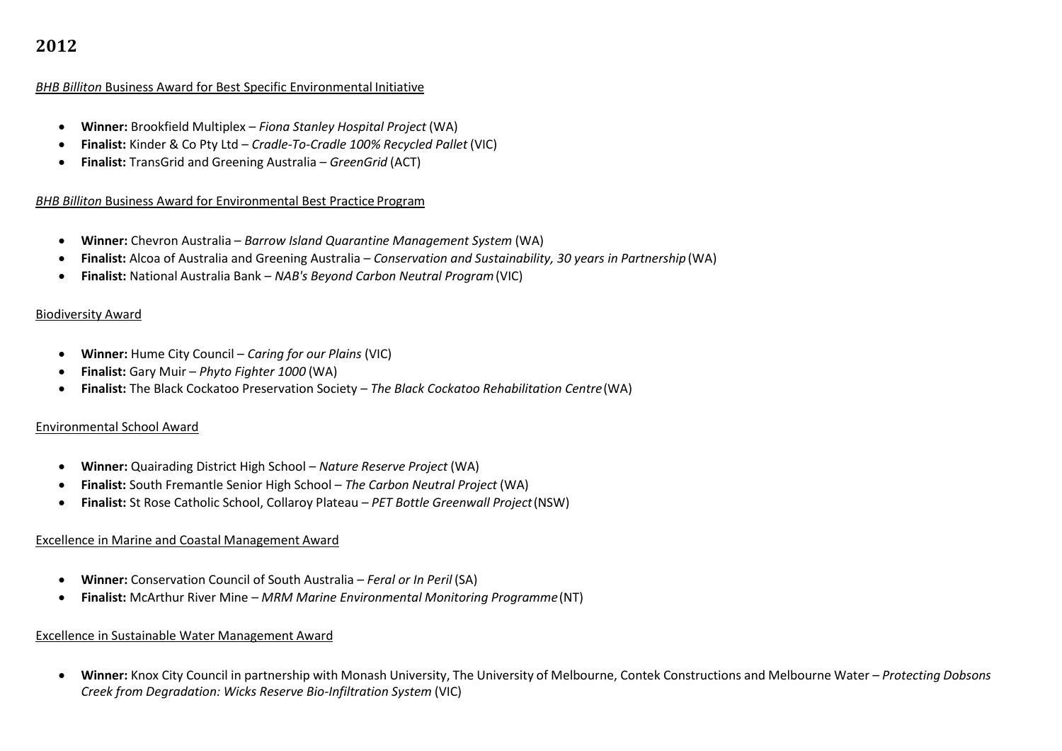## 2012

*BHB Billiton* Business Award for Best Specific Environmental Initiative

- **Winner:** Brookfield Multiplex – *Fiona Stanley Hospital Project* (WA)
- **Finalist:** Kinder & Co Pty Ltd – *Cradle-To-Cradle 100% Recycled Pallet* (VIC)
- **Finalist:** TransGrid and Greening Australia – *GreenGrid* (ACT)

*BHB Billiton* Business Award for Environmental Best Practice Program

- **Winner:** Chevron Australia – *Barrow Island Quarantine Management System* (WA)
- **Finalist:** Alcoa of Australia and Greening Australia – *Conservation and Sustainability, 30 years in Partnership* (WA)
- **Finalist:** National Australia Bank – *NAB's Beyond Carbon Neutral Program* (VIC)

Biodiversity Award

- **Winner:** Hume City Council – *Caring for our Plains* (VIC)
- **Finalist:** Gary Muir – *Phyto Fighter 1000* (WA)
- **Finalist:** The Black Cockatoo Preservation Society – *The Black Cockatoo Rehabilitation Centre* (WA)

Environmental School Award

- **Winner:** Quairading District High School – *Nature Reserve Project* (WA)
- **Finalist:** South Fremantle Senior High School – *The Carbon Neutral Project* (WA)
- **Finalist:** St Rose Catholic School, Collaroy Plateau – *PET Bottle Greenwall Project* (NSW)

Excellence in Marine and Coastal Management Award

- **Winner:** Conservation Council of South Australia – *Feral or In Peril* (SA)
- **Finalist:** McArthur River Mine – *MRM Marine Environmental Monitoring Programme* (NT)

Excellence in Sustainable Water Management Award

- **Winner:** Knox City Council in partnership with Monash University, The University of Melbourne, Contek Constructions and Melbourne Water – *Protecting Dobsons Creek from Degradation: Wicks Reserve Bio-Infiltration System* (VIC)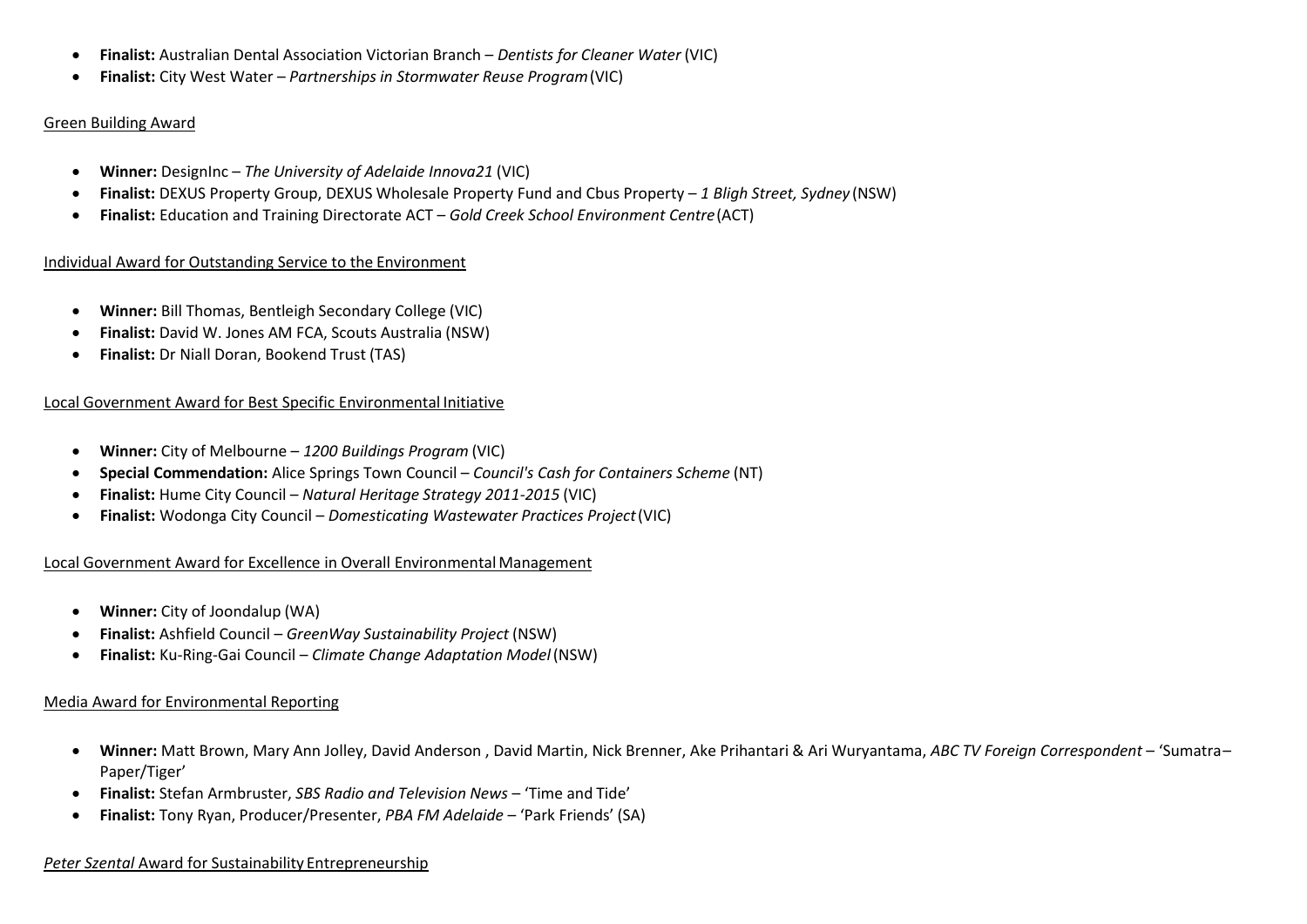- **Finalist:** Australian Dental Association Victorian Branch – *Dentists for Cleaner Water* (VIC)
- **Finalist:** City West Water – *Partnerships in Stormwater Reuse Program* (VIC)

Green Building Award

- **Winner:** DesignInc – *The University of Adelaide Innova21* (VIC)
- **Finalist:** DEXUS Property Group, DEXUS Wholesale Property Fund and Cbus Property – *1 Bligh Street, Sydney* (NSW)
- **Finalist:** Education and Training Directorate ACT – *Gold Creek School Environment Centre* (ACT)

Individual Award for Outstanding Service to the Environment

- **Winner:** Bill Thomas, Bentleigh Secondary College (VIC)
- **Finalist:** David W. Jones AM FCA, Scouts Australia (NSW)
- **Finalist:** Dr Niall Doran, Bookend Trust (TAS)

Local Government Award for Best Specific Environmental Initiative

- **Winner:** City of Melbourne – *1200 Buildings Program* (VIC)
- **Special Commendation:** Alice Springs Town Council – *Council's Cash for Containers Scheme* (NT)
- **Finalist:** Hume City Council – *Natural Heritage Strategy 2011-2015* (VIC)
- **Finalist:** Wodonga City Council – *Domesticating Wastewater Practices Project* (VIC)

Local Government Award for Excellence in Overall Environmental Management

- **Winner:** City of Joondalup (WA)
- **Finalist:** Ashfield Council – *GreenWay Sustainability Project* (NSW)
- **Finalist:** Ku-Ring-Gai Council – *Climate Change Adaptation Model* (NSW)

Media Award for Environmental Reporting

- **Winner:** Matt Brown, Mary Ann Jolley, David Anderson , David Martin, Nick Brenner, Ake Prihantari & Ari Wuryantama, *ABC TV Foreign Correspondent* – 'Sumatra– Paper/Tiger'
- **Finalist:** Stefan Armbruster, *SBS Radio and Television News* – 'Time and Tide'
- **Finalist:** Tony Ryan, Producer/Presenter, *PBA FM Adelaide* – 'Park Friends' (SA)

*Peter Szental* Award for Sustainability Entrepreneurship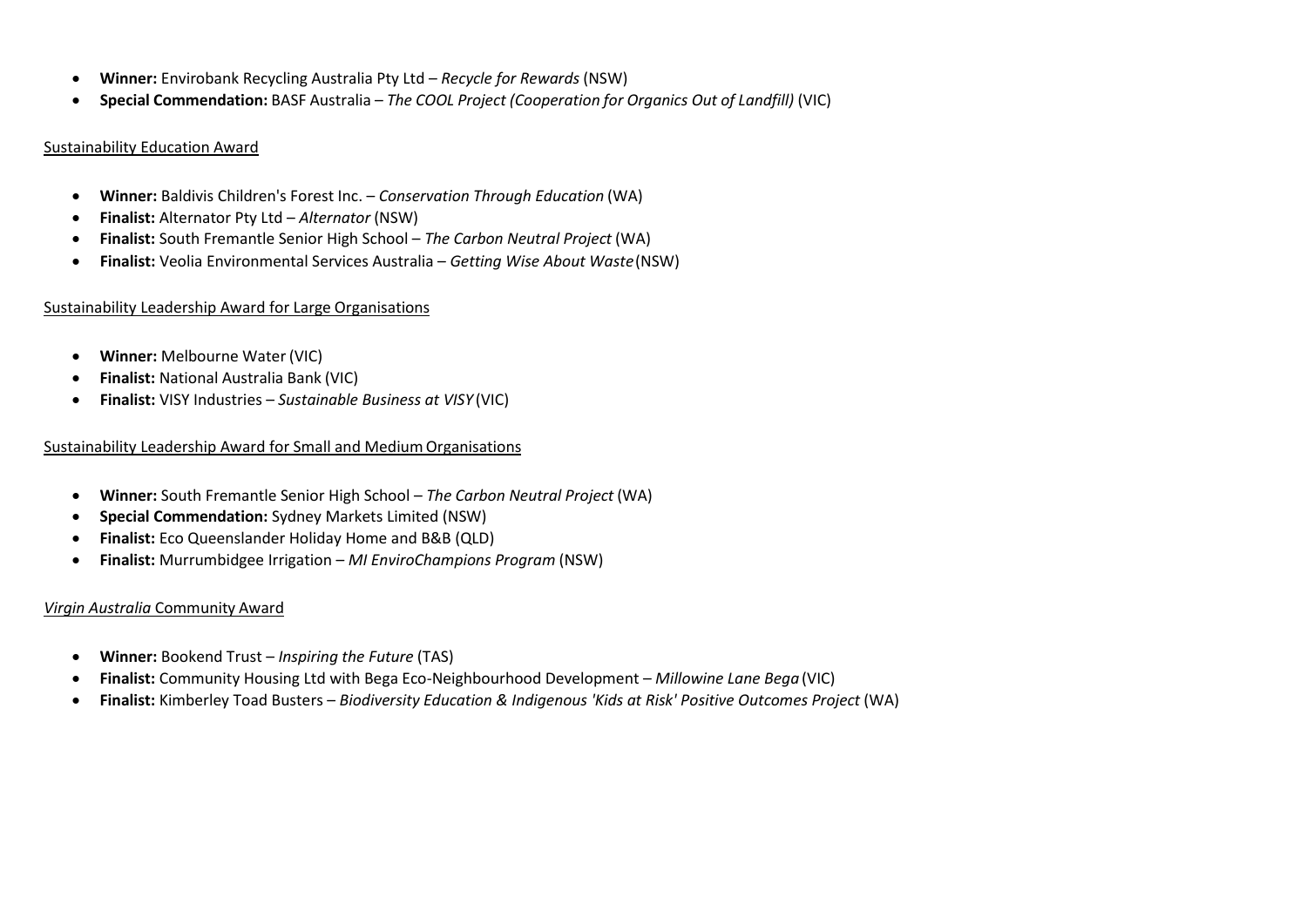- **Winner:** Envirobank Recycling Australia Pty Ltd – *Recycle for Rewards* (NSW)
- **Special Commendation:** BASF Australia – *The COOL Project (Cooperation for Organics Out of Landfill)* (VIC)

<u>Sustainability Education Award</u>

- **Winner:** Baldivis Children's Forest Inc. – *Conservation Through Education* (WA)
- **Finalist:** Alternator Pty Ltd – *Alternator* (NSW)
- **Finalist:** South Fremantle Senior High School – *The Carbon Neutral Project* (WA)
- **Finalist:** Veolia Environmental Services Australia – *Getting Wise About Waste* (NSW)

<u>Sustainability Leadership Award for Large Organisations</u>

- **Winner:** Melbourne Water (VIC)
- **Finalist:** National Australia Bank (VIC)
- **Finalist:** VISY Industries – *Sustainable Business at VISY* (VIC)

<u>Sustainability Leadership Award for Small and Medium Organisations</u>

- **Winner:** South Fremantle Senior High School – *The Carbon Neutral Project* (WA)
- **Special Commendation:** Sydney Markets Limited (NSW)
- **Finalist:** Eco Queenslander Holiday Home and B&B (QLD)
- **Finalist:** Murrumbidgee Irrigation – *MI EnviroChampions Program* (NSW)

<u>*Virgin Australia* Community Award</u>

- **Winner:** Bookend Trust – *Inspiring the Future* (TAS)
- **Finalist:** Community Housing Ltd with Bega Eco-Neighbourhood Development – *Millowine Lane Bega* (VIC)
- **Finalist:** Kimberley Toad Busters – *Biodiversity Education & Indigenous 'Kids at Risk' Positive Outcomes Project* (WA)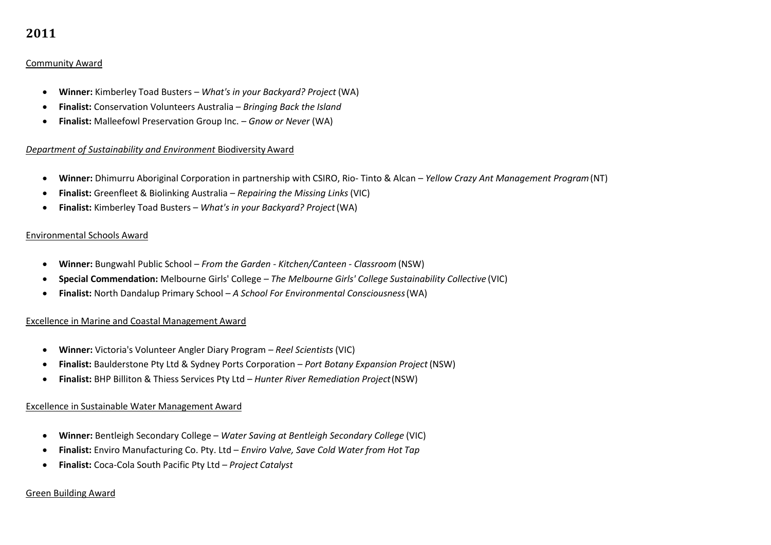## 2011

Community Award

- **Winner:** Kimberley Toad Busters – *What's in your Backyard? Project* (WA)
- **Finalist:** Conservation Volunteers Australia – *Bringing Back the Island*
- **Finalist:** Malleefowl Preservation Group Inc. – *Gnow or Never* (WA)

*Department of Sustainability and Environment* Biodiversity Award

- **Winner:** Dhimurru Aboriginal Corporation in partnership with CSIRO, Rio- Tinto & Alcan – *Yellow Crazy Ant Management Program* (NT)
- **Finalist:** Greenfleet & Biolinking Australia – *Repairing the Missing Links* (VIC)
- **Finalist:** Kimberley Toad Busters – *What's in your Backyard? Project* (WA)

Environmental Schools Award

- **Winner:** Bungwahl Public School – *From the Garden - Kitchen/Canteen - Classroom* (NSW)
- **Special Commendation:** Melbourne Girls' College – *The Melbourne Girls' College Sustainability Collective* (VIC)
- **Finalist:** North Dandalup Primary School – *A School For Environmental Consciousness* (WA)

Excellence in Marine and Coastal Management Award

- **Winner:** Victoria's Volunteer Angler Diary Program – *Reel Scientists* (VIC)
- **Finalist:** Baulderstone Pty Ltd & Sydney Ports Corporation – *Port Botany Expansion Project* (NSW)
- **Finalist:** BHP Billiton & Thiess Services Pty Ltd – *Hunter River Remediation Project* (NSW)

Excellence in Sustainable Water Management Award

- **Winner:** Bentleigh Secondary College – *Water Saving at Bentleigh Secondary College* (VIC)
- **Finalist:** Enviro Manufacturing Co. Pty. Ltd – *Enviro Valve, Save Cold Water from Hot Tap*
- **Finalist:** Coca-Cola South Pacific Pty Ltd – *Project Catalyst*

Green Building Award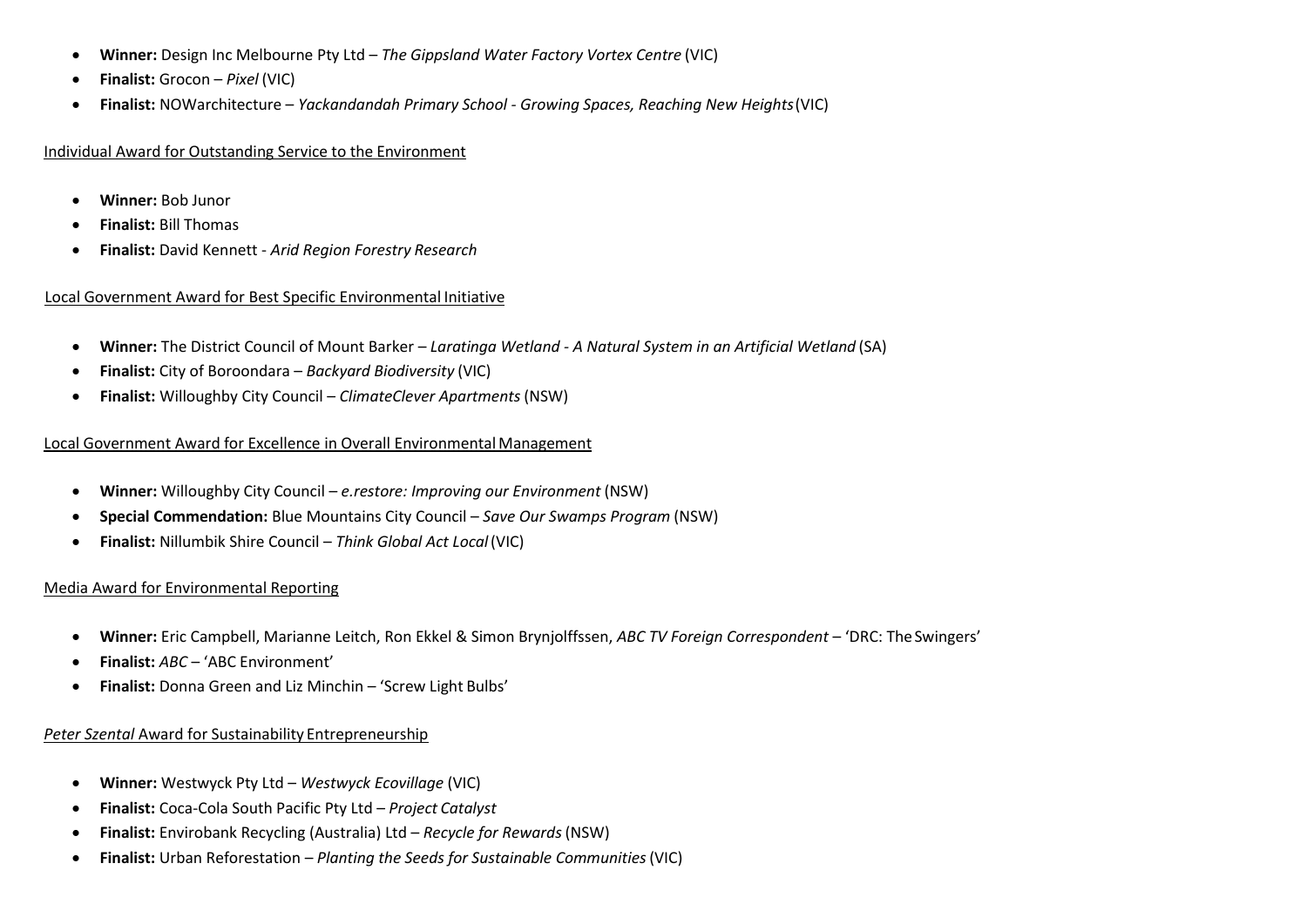- **Winner:** Design Inc Melbourne Pty Ltd – *The Gippsland Water Factory Vortex Centre* (VIC)
- **Finalist:** Grocon – *Pixel* (VIC)
- **Finalist:** NOWarchitecture – *Yackandandah Primary School - Growing Spaces, Reaching New Heights* (VIC)

<u>Individual Award for Outstanding Service to the Environment</u>

- **Winner:** Bob Junor
- **Finalist:** Bill Thomas
- **Finalist:** David Kennett - *Arid Region Forestry Research*

<u>Local Government Award for Best Specific Environmental Initiative</u>

- **Winner:** The District Council of Mount Barker – *Laratinga Wetland - A Natural System in an Artificial Wetland* (SA)
- **Finalist:** City of Boroondara – *Backyard Biodiversity* (VIC)
- **Finalist:** Willoughby City Council – *ClimateClever Apartments* (NSW)

<u>Local Government Award for Excellence in Overall Environmental Management</u>

- **Winner:** Willoughby City Council – *e.restore: Improving our Environment* (NSW)
- **Special Commendation:** Blue Mountains City Council – *Save Our Swamps Program* (NSW)
- **Finalist:** Nillumbik Shire Council – *Think Global Act Local* (VIC)

<u>Media Award for Environmental Reporting</u>

- **Winner:** Eric Campbell, Marianne Leitch, Ron Ekkel & Simon Brynjolffssen, *ABC TV Foreign Correspondent* – 'DRC: The Swingers'
- **Finalist:** *ABC* – 'ABC Environment'
- **Finalist:** Donna Green and Liz Minchin – 'Screw Light Bulbs'

<u>*Peter Szental* Award for Sustainability Entrepreneurship</u>

- **Winner:** Westwyck Pty Ltd – *Westwyck Ecovillage* (VIC)
- **Finalist:** Coca-Cola South Pacific Pty Ltd – *Project Catalyst*
- **Finalist:** Envirobank Recycling (Australia) Ltd – *Recycle for Rewards* (NSW)
- **Finalist:** Urban Reforestation – *Planting the Seeds for Sustainable Communities* (VIC)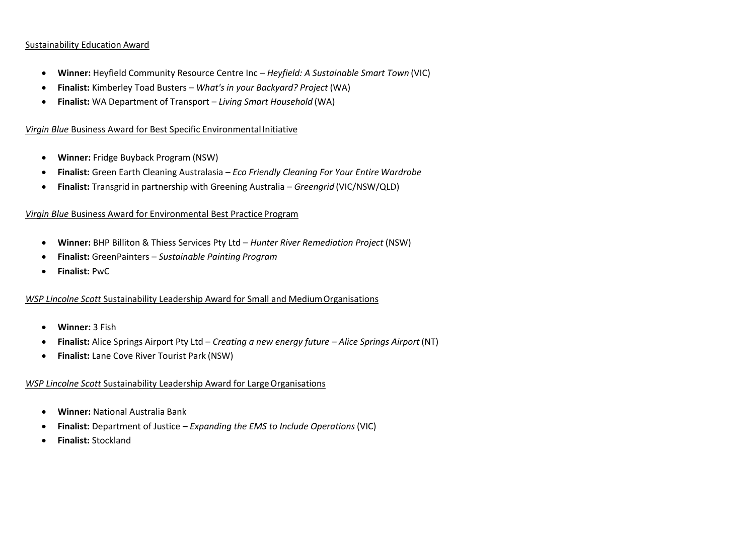Sustainability Education Award

- **Winner:** Heyfield Community Resource Centre Inc – *Heyfield: A Sustainable Smart Town* (VIC)
- **Finalist:** Kimberley Toad Busters – *What's in your Backyard? Project* (WA)
- **Finalist:** WA Department of Transport – *Living Smart Household* (WA)

*Virgin Blue* Business Award for Best Specific Environmental Initiative

- **Winner:** Fridge Buyback Program (NSW)
- **Finalist:** Green Earth Cleaning Australasia – *Eco Friendly Cleaning For Your Entire Wardrobe*
- **Finalist:** Transgrid in partnership with Greening Australia – *Greengrid* (VIC/NSW/QLD)

*Virgin Blue* Business Award for Environmental Best Practice Program

- **Winner:** BHP Billiton & Thiess Services Pty Ltd – *Hunter River Remediation Project* (NSW)
- **Finalist:** GreenPainters – *Sustainable Painting Program*
- **Finalist:** PwC

*WSP Lincolne Scott* Sustainability Leadership Award for Small and Medium Organisations

- **Winner:** 3 Fish
- **Finalist:** Alice Springs Airport Pty Ltd – *Creating a new energy future – Alice Springs Airport* (NT)
- **Finalist:** Lane Cove River Tourist Park (NSW)

*WSP Lincolne Scott* Sustainability Leadership Award for Large Organisations

- **Winner:** National Australia Bank
- **Finalist:** Department of Justice – *Expanding the EMS to Include Operations* (VIC)
- **Finalist:** Stockland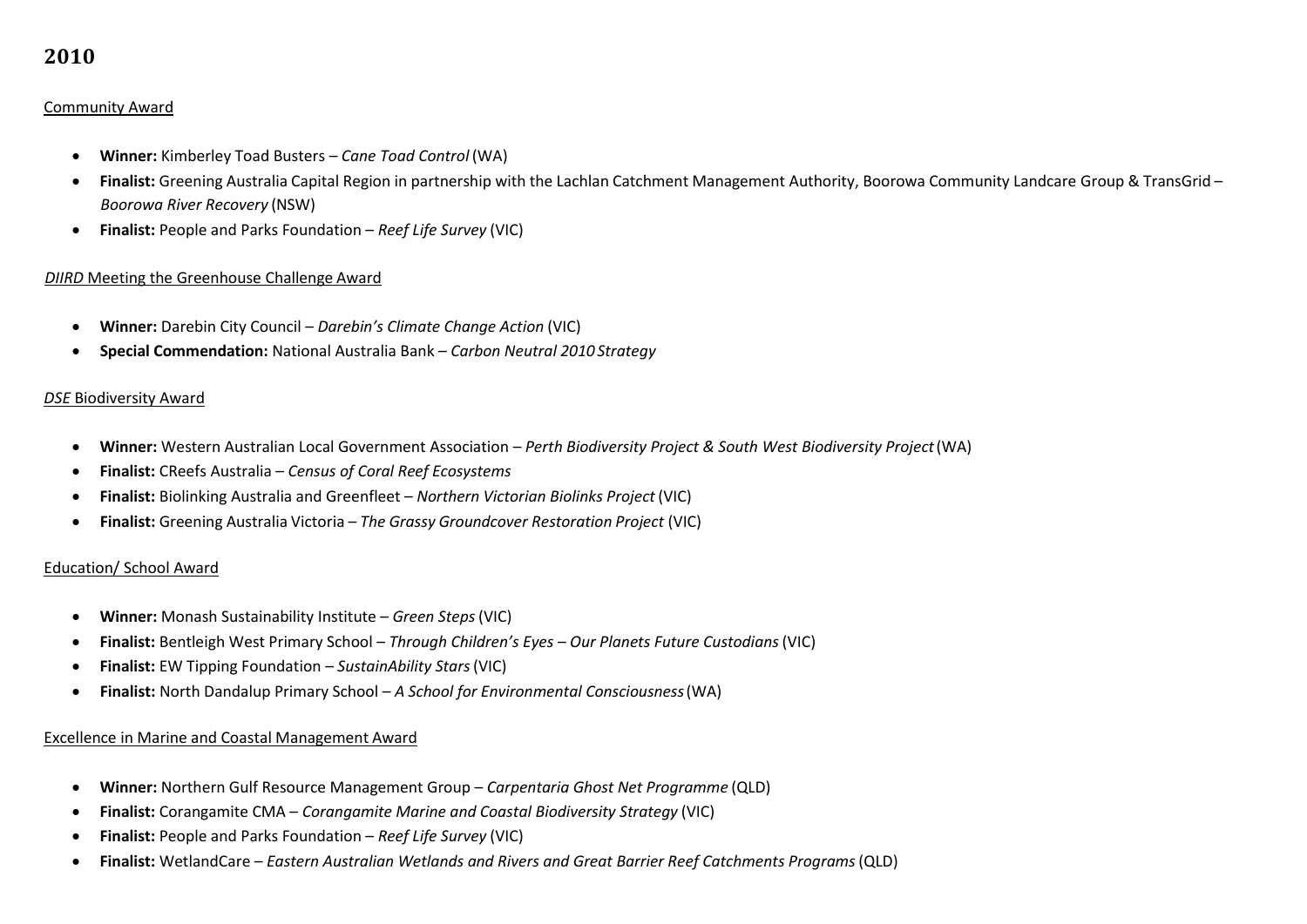## 2010

Community Award

- **Winner:** Kimberley Toad Busters – *Cane Toad Control* (WA)
- **Finalist:** Greening Australia Capital Region in partnership with the Lachlan Catchment Management Authority, Boorowa Community Landcare Group & TransGrid – *Boorowa River Recovery* (NSW)
- **Finalist:** People and Parks Foundation – *Reef Life Survey* (VIC)

*DIIRD* Meeting the Greenhouse Challenge Award

- **Winner:** Darebin City Council – *Darebin's Climate Change Action* (VIC)
- **Special Commendation:** National Australia Bank – *Carbon Neutral 2010 Strategy*

*DSE* Biodiversity Award

- **Winner:** Western Australian Local Government Association – *Perth Biodiversity Project & South West Biodiversity Project* (WA)
- **Finalist:** CReefs Australia – *Census of Coral Reef Ecosystems*
- **Finalist:** Biolinking Australia and Greenfleet – *Northern Victorian Biolinks Project* (VIC)
- **Finalist:** Greening Australia Victoria – *The Grassy Groundcover Restoration Project* (VIC)

Education/ School Award

- **Winner:** Monash Sustainability Institute – *Green Steps* (VIC)
- **Finalist:** Bentleigh West Primary School – *Through Children's Eyes – Our Planets Future Custodians* (VIC)
- **Finalist:** EW Tipping Foundation – *SustainAbility Stars* (VIC)
- **Finalist:** North Dandalup Primary School – *A School for Environmental Consciousness* (WA)

Excellence in Marine and Coastal Management Award

- **Winner:** Northern Gulf Resource Management Group – *Carpentaria Ghost Net Programme* (QLD)
- **Finalist:** Corangamite CMA – *Corangamite Marine and Coastal Biodiversity Strategy* (VIC)
- **Finalist:** People and Parks Foundation – *Reef Life Survey* (VIC)
- **Finalist:** WetlandCare – *Eastern Australian Wetlands and Rivers and Great Barrier Reef Catchments Programs* (QLD)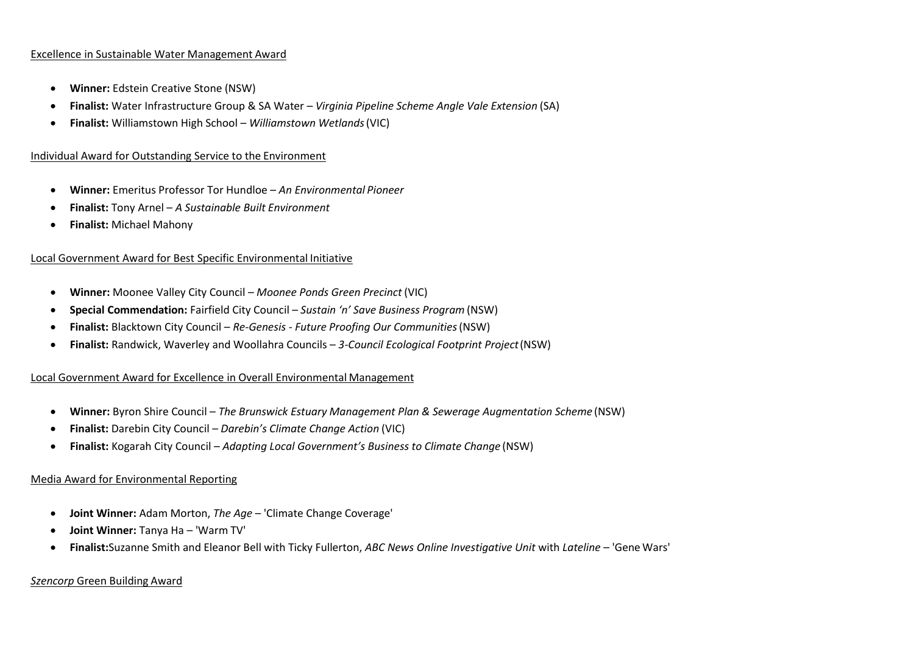Excellence in Sustainable Water Management Award

- **Winner:** Edstein Creative Stone (NSW)
- **Finalist:** Water Infrastructure Group & SA Water – *Virginia Pipeline Scheme Angle Vale Extension* (SA)
- **Finalist:** Williamstown High School – *Williamstown Wetlands* (VIC)

Individual Award for Outstanding Service to the Environment

- **Winner:** Emeritus Professor Tor Hundloe – *An Environmental Pioneer*
- **Finalist:** Tony Arnel – *A Sustainable Built Environment*
- **Finalist:** Michael Mahony

Local Government Award for Best Specific Environmental Initiative

- **Winner:** Moonee Valley City Council – *Moonee Ponds Green Precinct* (VIC)
- **Special Commendation:** Fairfield City Council – *Sustain 'n' Save Business Program* (NSW)
- **Finalist:** Blacktown City Council – *Re-Genesis - Future Proofing Our Communities* (NSW)
- **Finalist:** Randwick, Waverley and Woollahra Councils – *3-Council Ecological Footprint Project* (NSW)

Local Government Award for Excellence in Overall Environmental Management

- **Winner:** Byron Shire Council – *The Brunswick Estuary Management Plan & Sewerage Augmentation Scheme* (NSW)
- **Finalist:** Darebin City Council – *Darebin's Climate Change Action* (VIC)
- **Finalist:** Kogarah City Council – *Adapting Local Government's Business to Climate Change* (NSW)

Media Award for Environmental Reporting

- **Joint Winner:** Adam Morton, *The Age* – 'Climate Change Coverage'
- **Joint Winner:** Tanya Ha – 'Warm TV'
- **Finalist:** Suzanne Smith and Eleanor Bell with Ticky Fullerton, *ABC News Online Investigative Unit* with *Lateline* – 'Gene Wars'

*Szencorp* Green Building Award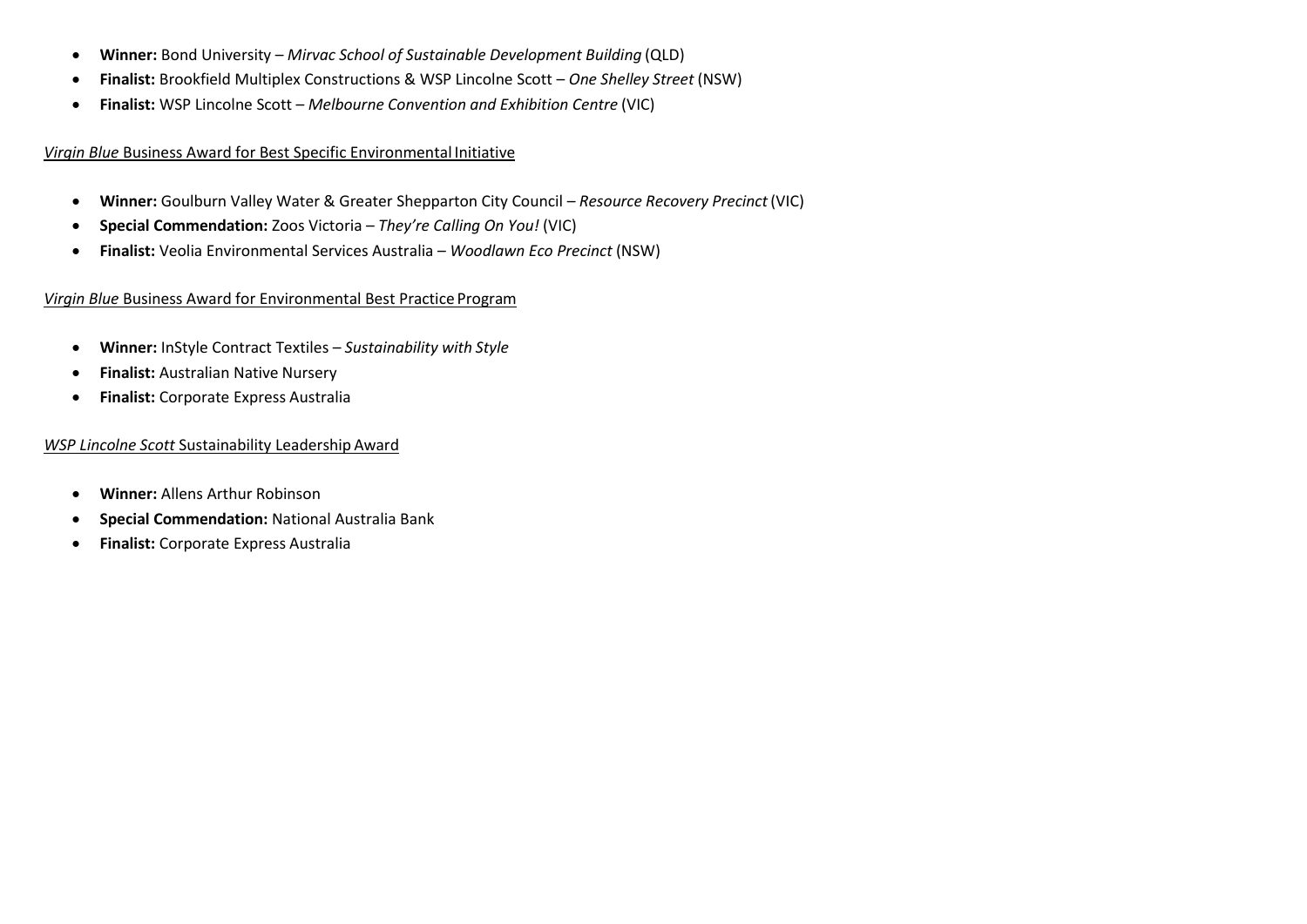- **Winner:** Bond University – *Mirvac School of Sustainable Development Building* (QLD)
- **Finalist:** Brookfield Multiplex Constructions & WSP Lincolne Scott – *One Shelley Street* (NSW)
- **Finalist:** WSP Lincolne Scott – *Melbourne Convention and Exhibition Centre* (VIC)

*Virgin Blue* Business Award for Best Specific Environmental Initiative

- **Winner:** Goulburn Valley Water & Greater Shepparton City Council – *Resource Recovery Precinct* (VIC)
- **Special Commendation:** Zoos Victoria – *They're Calling On You!* (VIC)
- **Finalist:** Veolia Environmental Services Australia – *Woodlawn Eco Precinct* (NSW)

*Virgin Blue* Business Award for Environmental Best Practice Program

- **Winner:** InStyle Contract Textiles – *Sustainability with Style*
- **Finalist:** Australian Native Nursery
- **Finalist:** Corporate Express Australia

*WSP Lincolne Scott* Sustainability Leadership Award

- **Winner:** Allens Arthur Robinson
- **Special Commendation:** National Australia Bank
- **Finalist:** Corporate Express Australia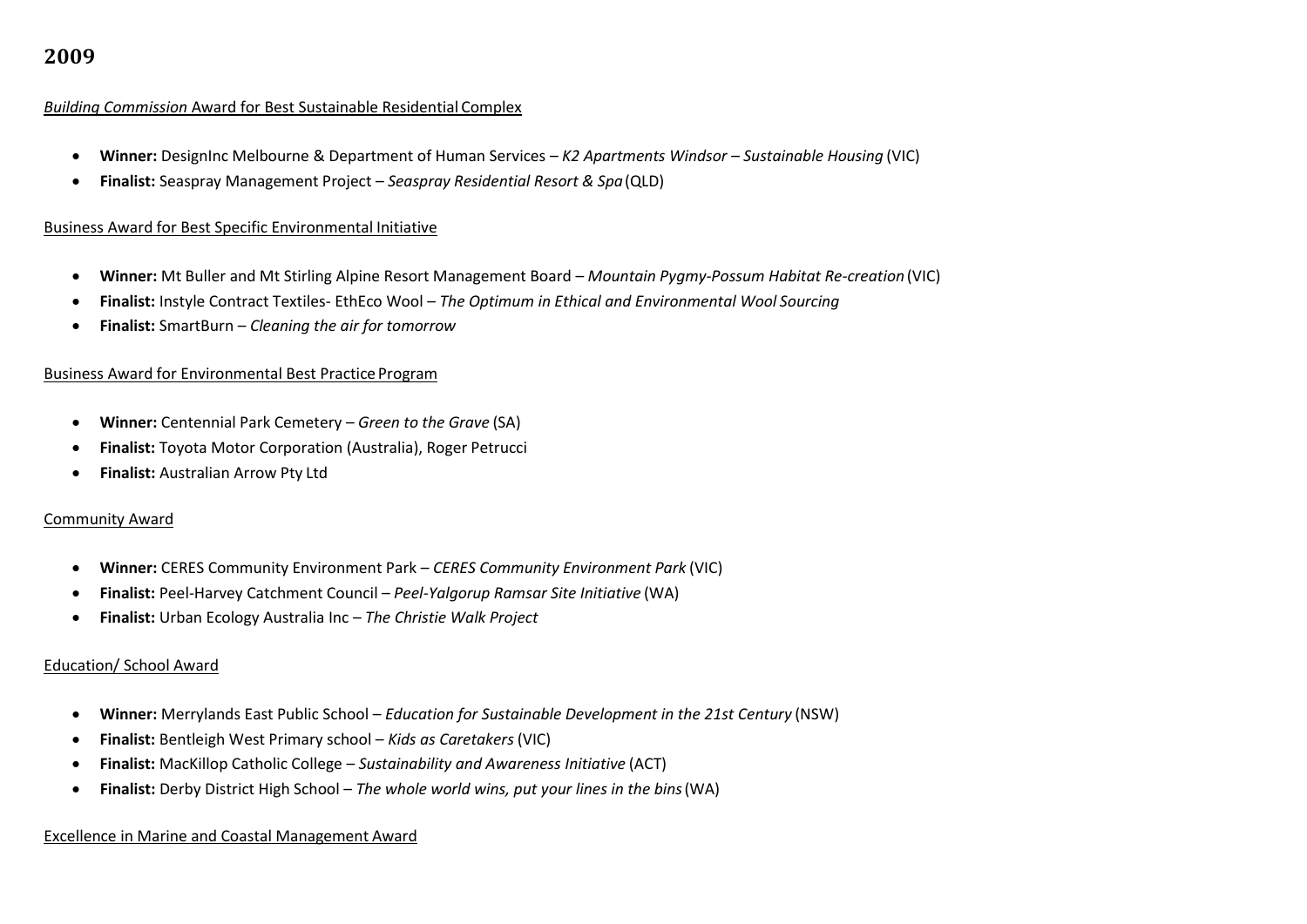## 2009

<u>*Building Commission* Award for Best Sustainable Residential Complex</u>

- **Winner:** DesignInc Melbourne & Department of Human Services – *K2 Apartments Windsor – Sustainable Housing* (VIC)
- **Finalist:** Seaspray Management Project – *Seaspray Residential Resort & Spa* (QLD)

<u>Business Award for Best Specific Environmental Initiative</u>

- **Winner:** Mt Buller and Mt Stirling Alpine Resort Management Board – *Mountain Pygmy-Possum Habitat Re-creation* (VIC)
- **Finalist:** Instyle Contract Textiles- EthEco Wool – *The Optimum in Ethical and Environmental Wool Sourcing*
- **Finalist:** SmartBurn – *Cleaning the air for tomorrow*

<u>Business Award for Environmental Best Practice Program</u>

- **Winner:** Centennial Park Cemetery – *Green to the Grave* (SA)
- **Finalist:** Toyota Motor Corporation (Australia), Roger Petrucci
- **Finalist:** Australian Arrow Pty Ltd

<u>Community Award</u>

- **Winner:** CERES Community Environment Park – *CERES Community Environment Park* (VIC)
- **Finalist:** Peel-Harvey Catchment Council – *Peel-Yalgorup Ramsar Site Initiative* (WA)
- **Finalist:** Urban Ecology Australia Inc – *The Christie Walk Project*

<u>Education/ School Award</u>

- **Winner:** Merrylands East Public School – *Education for Sustainable Development in the 21st Century* (NSW)
- **Finalist:** Bentleigh West Primary school – *Kids as Caretakers* (VIC)
- **Finalist:** MacKillop Catholic College – *Sustainability and Awareness Initiative* (ACT)
- **Finalist:** Derby District High School – *The whole world wins, put your lines in the bins* (WA)

<u>Excellence in Marine and Coastal Management Award</u>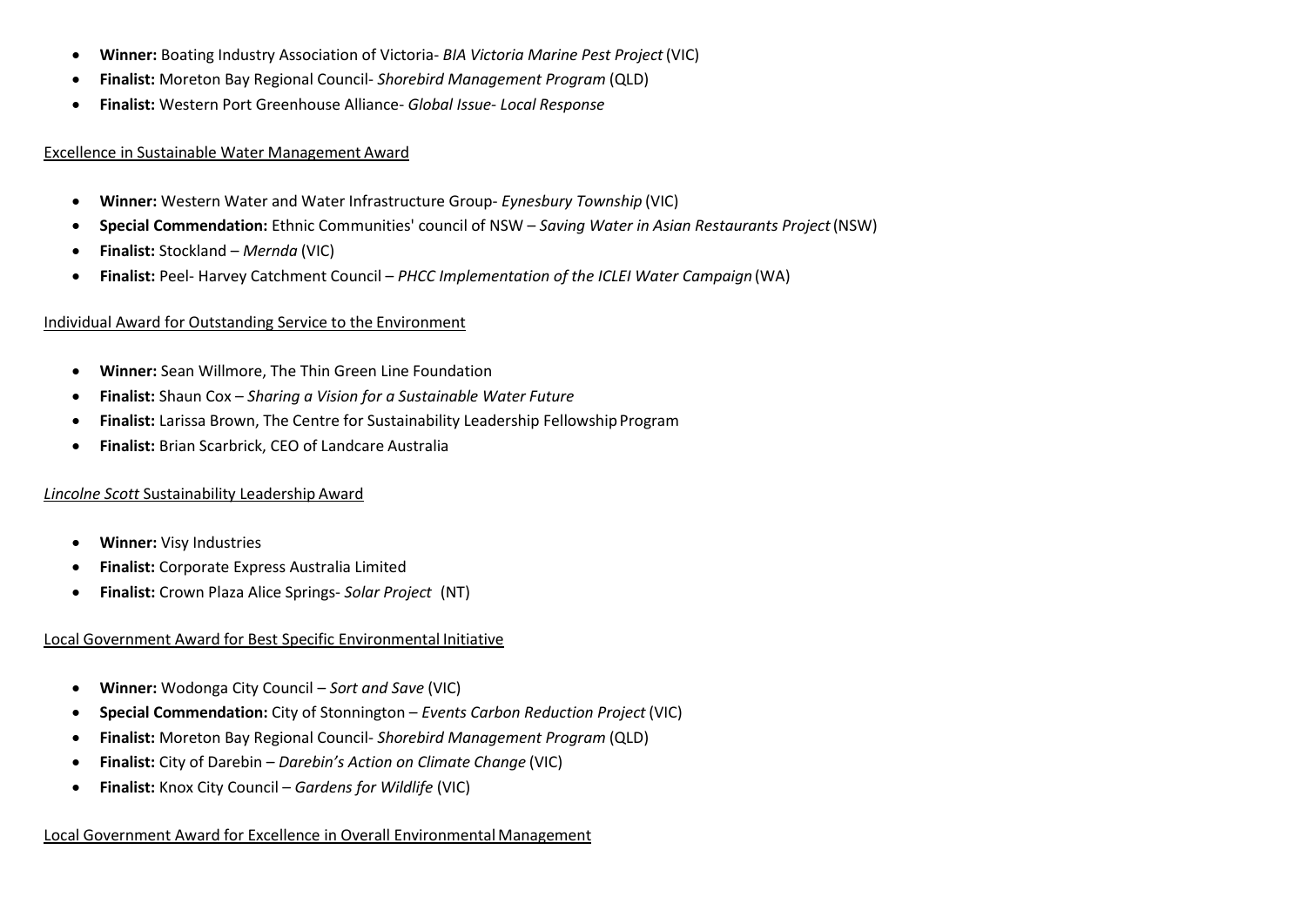- **Winner:** Boating Industry Association of Victoria- *BIA Victoria Marine Pest Project* (VIC)
- **Finalist:** Moreton Bay Regional Council- *Shorebird Management Program* (QLD)
- **Finalist:** Western Port Greenhouse Alliance- *Global Issue- Local Response*

<u>Excellence in Sustainable Water Management Award</u>

- **Winner:** Western Water and Water Infrastructure Group- *Eynesbury Township* (VIC)
- **Special Commendation:** Ethnic Communities' council of NSW – *Saving Water in Asian Restaurants Project* (NSW)
- **Finalist:** Stockland – *Mernda* (VIC)
- **Finalist:** Peel- Harvey Catchment Council – *PHCC Implementation of the ICLEI Water Campaign* (WA)

<u>Individual Award for Outstanding Service to the Environment</u>

- **Winner:** Sean Willmore, The Thin Green Line Foundation
- **Finalist:** Shaun Cox – *Sharing a Vision for a Sustainable Water Future*
- **Finalist:** Larissa Brown, The Centre for Sustainability Leadership Fellowship Program
- **Finalist:** Brian Scarbrick, CEO of Landcare Australia

<u>*Lincolne Scott* Sustainability Leadership Award</u>

- **Winner:** Visy Industries
- **Finalist:** Corporate Express Australia Limited
- **Finalist:** Crown Plaza Alice Springs- *Solar Project* (NT)

<u>Local Government Award for Best Specific Environmental Initiative</u>

- **Winner:** Wodonga City Council – *Sort and Save* (VIC)
- **Special Commendation:** City of Stonnington – *Events Carbon Reduction Project* (VIC)
- **Finalist:** Moreton Bay Regional Council- *Shorebird Management Program* (QLD)
- **Finalist:** City of Darebin – *Darebin's Action on Climate Change* (VIC)
- **Finalist:** Knox City Council – *Gardens for Wildlife* (VIC)

<u>Local Government Award for Excellence in Overall Environmental Management</u>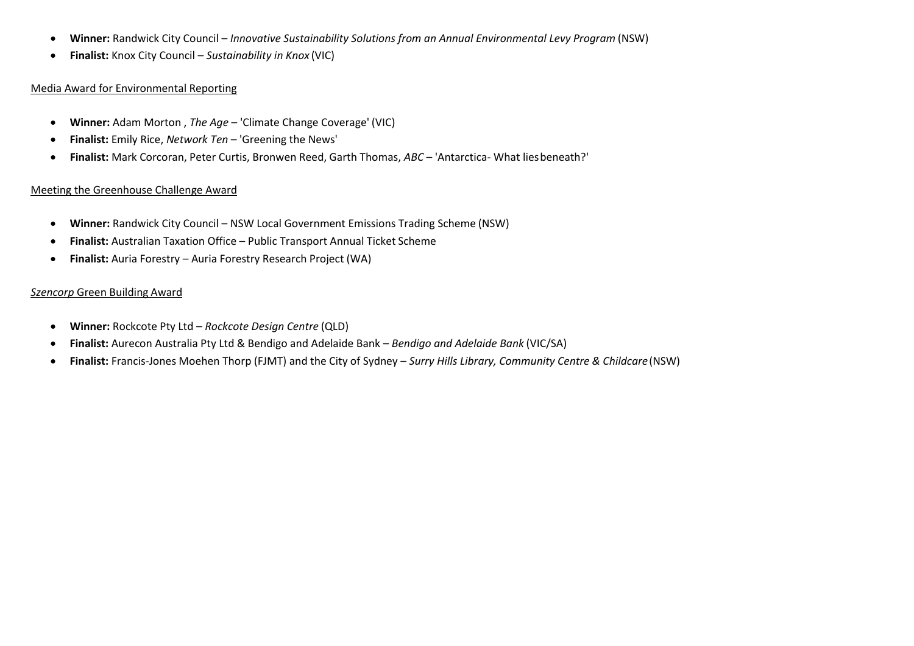- **Winner:** Randwick City Council – *Innovative Sustainability Solutions from an Annual Environmental Levy Program* (NSW)
- **Finalist:** Knox City Council – *Sustainability in Knox* (VIC)

Media Award for Environmental Reporting

- **Winner:** Adam Morton , *The Age* – 'Climate Change Coverage' (VIC)
- **Finalist:** Emily Rice, *Network Ten* – 'Greening the News'
- **Finalist:** Mark Corcoran, Peter Curtis, Bronwen Reed, Garth Thomas, *ABC* – 'Antarctica- What lies beneath?'

Meeting the Greenhouse Challenge Award

- **Winner:** Randwick City Council – NSW Local Government Emissions Trading Scheme (NSW)
- **Finalist:** Australian Taxation Office – Public Transport Annual Ticket Scheme
- **Finalist:** Auria Forestry – Auria Forestry Research Project (WA)

*Szencorp* Green Building Award

- **Winner:** Rockcote Pty Ltd – *Rockcote Design Centre* (QLD)
- **Finalist:** Aurecon Australia Pty Ltd & Bendigo and Adelaide Bank – *Bendigo and Adelaide Bank* (VIC/SA)
- **Finalist:** Francis-Jones Moehen Thorp (FJMT) and the City of Sydney – *Surry Hills Library, Community Centre & Childcare* (NSW)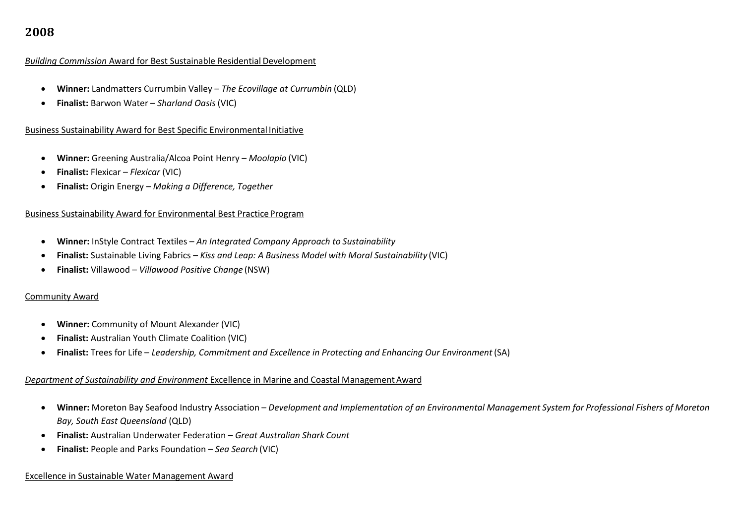## 2008

*Building Commission* Award for Best Sustainable Residential Development

- **Winner:** Landmatters Currumbin Valley – *The Ecovillage at Currumbin* (QLD)
- **Finalist:** Barwon Water – *Sharland Oasis* (VIC)

Business Sustainability Award for Best Specific Environmental Initiative

- **Winner:** Greening Australia/Alcoa Point Henry – *Moolapio* (VIC)
- **Finalist:** Flexicar – *Flexicar* (VIC)
- **Finalist:** Origin Energy – *Making a Difference, Together*

Business Sustainability Award for Environmental Best Practice Program

- **Winner:** InStyle Contract Textiles – *An Integrated Company Approach to Sustainability*
- **Finalist:** Sustainable Living Fabrics – *Kiss and Leap: A Business Model with Moral Sustainability* (VIC)
- **Finalist:** Villawood – *Villawood Positive Change* (NSW)

Community Award

- **Winner:** Community of Mount Alexander (VIC)
- **Finalist:** Australian Youth Climate Coalition (VIC)
- **Finalist:** Trees for Life – *Leadership, Commitment and Excellence in Protecting and Enhancing Our Environment* (SA)

*Department of Sustainability and Environment* Excellence in Marine and Coastal Management Award

- **Winner:** Moreton Bay Seafood Industry Association – *Development and Implementation of an Environmental Management System for Professional Fishers of Moreton Bay, South East Queensland* (QLD)
- **Finalist:** Australian Underwater Federation – *Great Australian Shark Count*
- **Finalist:** People and Parks Foundation – *Sea Search* (VIC)

Excellence in Sustainable Water Management Award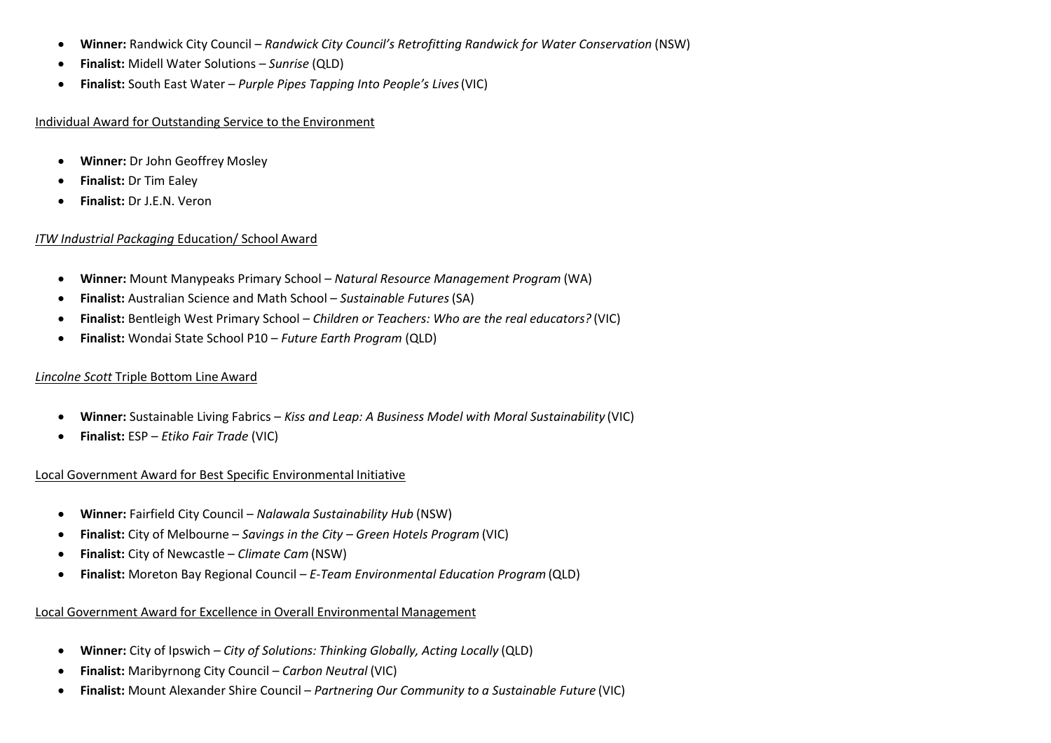- **Winner:** Randwick City Council – *Randwick City Council's Retrofitting Randwick for Water Conservation* (NSW)
- **Finalist:** Midell Water Solutions – *Sunrise* (QLD)
- **Finalist:** South East Water – *Purple Pipes Tapping Into People's Lives* (VIC)

<u>Individual Award for Outstanding Service to the Environment</u>

- **Winner:** Dr John Geoffrey Mosley
- **Finalist:** Dr Tim Ealey
- **Finalist:** Dr J.E.N. Veron

<u>*ITW Industrial Packaging* Education/ School Award</u>

- **Winner:** Mount Manypeaks Primary School – *Natural Resource Management Program* (WA)
- **Finalist:** Australian Science and Math School – *Sustainable Futures* (SA)
- **Finalist:** Bentleigh West Primary School – *Children or Teachers: Who are the real educators?* (VIC)
- **Finalist:** Wondai State School P10 – *Future Earth Program* (QLD)

<u>*Lincolne Scott* Triple Bottom Line Award</u>

- **Winner:** Sustainable Living Fabrics – *Kiss and Leap: A Business Model with Moral Sustainability* (VIC)
- **Finalist:** ESP – *Etiko Fair Trade* (VIC)

<u>Local Government Award for Best Specific Environmental Initiative</u>

- **Winner:** Fairfield City Council – *Nalawala Sustainability Hub* (NSW)
- **Finalist:** City of Melbourne – *Savings in the City – Green Hotels Program* (VIC)
- **Finalist:** City of Newcastle – *Climate Cam* (NSW)
- **Finalist:** Moreton Bay Regional Council – *E-Team Environmental Education Program* (QLD)

<u>Local Government Award for Excellence in Overall Environmental Management</u>

- **Winner:** City of Ipswich – *City of Solutions: Thinking Globally, Acting Locally* (QLD)
- **Finalist:** Maribyrnong City Council – *Carbon Neutral* (VIC)
- **Finalist:** Mount Alexander Shire Council – *Partnering Our Community to a Sustainable Future* (VIC)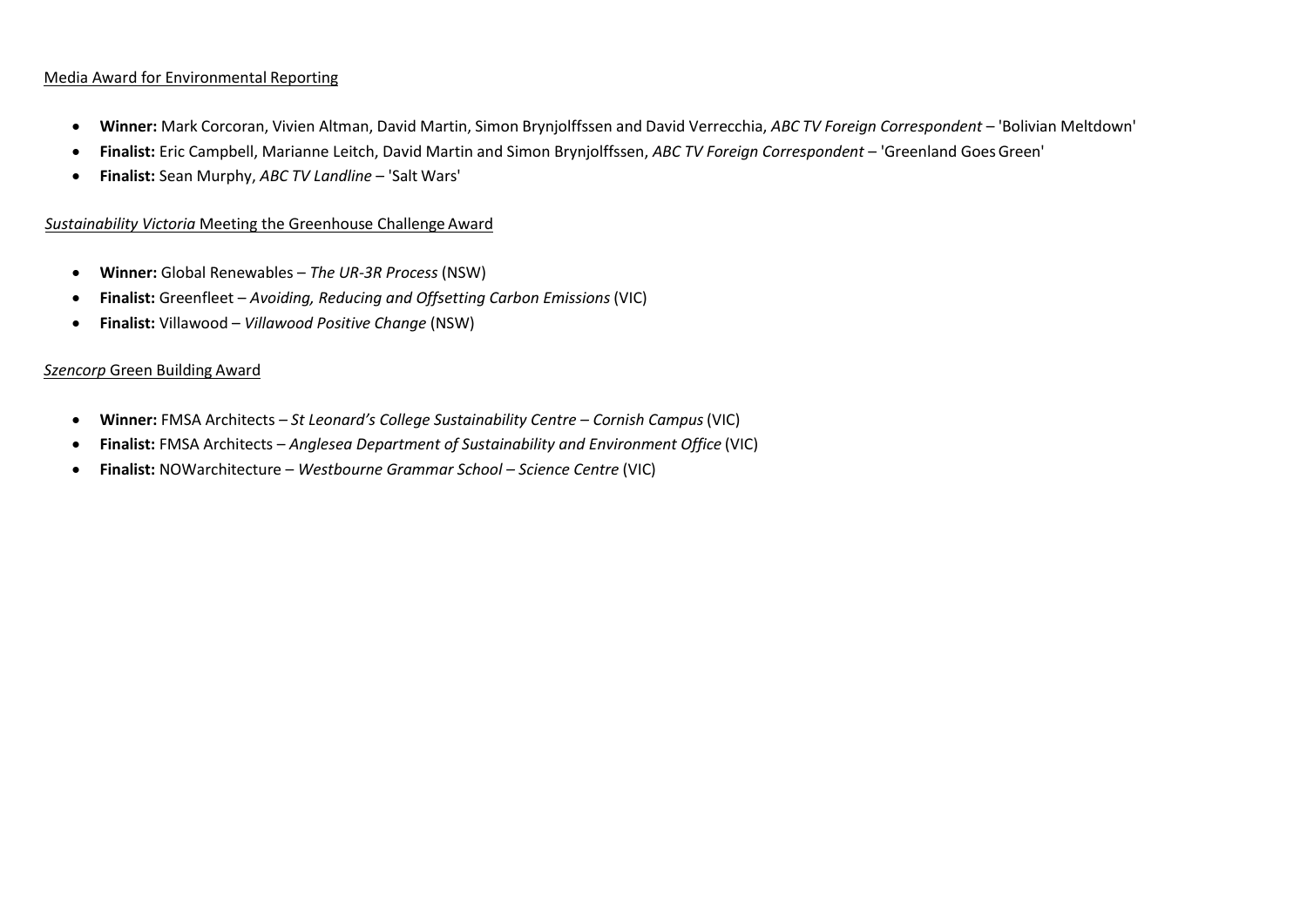<u>Media Award for Environmental Reporting</u>

- **Winner:** Mark Corcoran, Vivien Altman, David Martin, Simon Brynjolffssen and David Verrecchia, *ABC TV Foreign Correspondent* – 'Bolivian Meltdown'
- **Finalist:** Eric Campbell, Marianne Leitch, David Martin and Simon Brynjolffssen, *ABC TV Foreign Correspondent* – 'Greenland Goes Green'
- **Finalist:** Sean Murphy, *ABC TV Landline* – 'Salt Wars'

<u>*Sustainability Victoria* Meeting the Greenhouse Challenge Award</u>

- **Winner:** Global Renewables – *The UR-3R Process* (NSW)
- **Finalist:** Greenfleet – *Avoiding, Reducing and Offsetting Carbon Emissions* (VIC)
- **Finalist:** Villawood – *Villawood Positive Change* (NSW)

<u>*Szencorp* Green Building Award</u>

- **Winner:** FMSA Architects – *St Leonard's College Sustainability Centre – Cornish Campus* (VIC)
- **Finalist:** FMSA Architects – *Anglesea Department of Sustainability and Environment Office* (VIC)
- **Finalist:** NOWarchitecture – *Westbourne Grammar School – Science Centre* (VIC)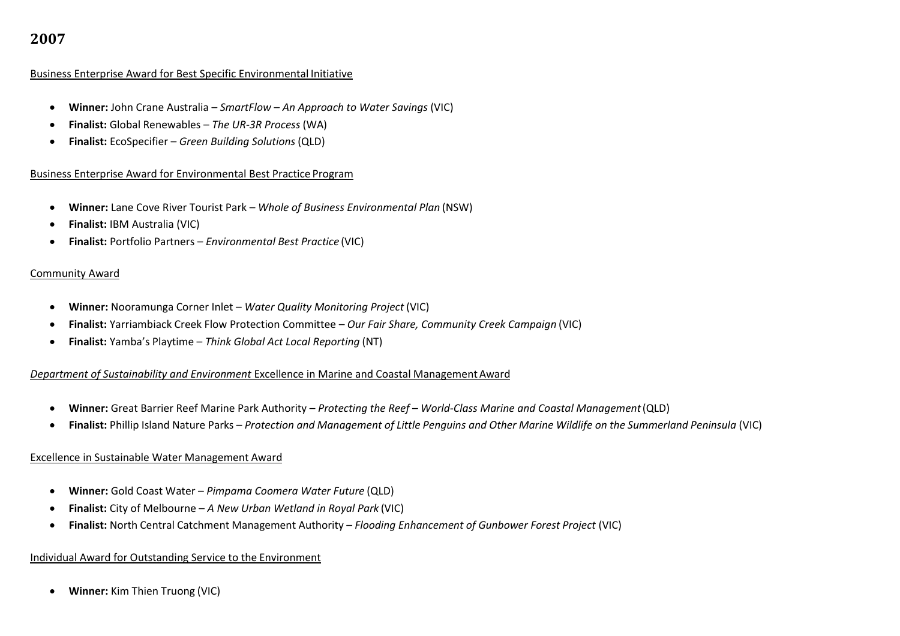## 2007

Business Enterprise Award for Best Specific Environmental Initiative

- **Winner:** John Crane Australia – *SmartFlow – An Approach to Water Savings* (VIC)
- **Finalist:** Global Renewables – *The UR-3R Process* (WA)
- **Finalist:** EcoSpecifier – *Green Building Solutions* (QLD)

Business Enterprise Award for Environmental Best Practice Program

- **Winner:** Lane Cove River Tourist Park – *Whole of Business Environmental Plan* (NSW)
- **Finalist:** IBM Australia (VIC)
- **Finalist:** Portfolio Partners – *Environmental Best Practice* (VIC)

Community Award

- **Winner:** Nooramunga Corner Inlet – *Water Quality Monitoring Project* (VIC)
- **Finalist:** Yarriambiack Creek Flow Protection Committee – *Our Fair Share, Community Creek Campaign* (VIC)
- **Finalist:** Yamba's Playtime – *Think Global Act Local Reporting* (NT)

*Department of Sustainability and Environment* Excellence in Marine and Coastal Management Award

- **Winner:** Great Barrier Reef Marine Park Authority – *Protecting the Reef – World-Class Marine and Coastal Management* (QLD)
- **Finalist:** Phillip Island Nature Parks – *Protection and Management of Little Penguins and Other Marine Wildlife on the Summerland Peninsula* (VIC)

Excellence in Sustainable Water Management Award

- **Winner:** Gold Coast Water – *Pimpama Coomera Water Future* (QLD)
- **Finalist:** City of Melbourne – *A New Urban Wetland in Royal Park* (VIC)
- **Finalist:** North Central Catchment Management Authority – *Flooding Enhancement of Gunbower Forest Project* (VIC)

Individual Award for Outstanding Service to the Environment

- **Winner:** Kim Thien Truong (VIC)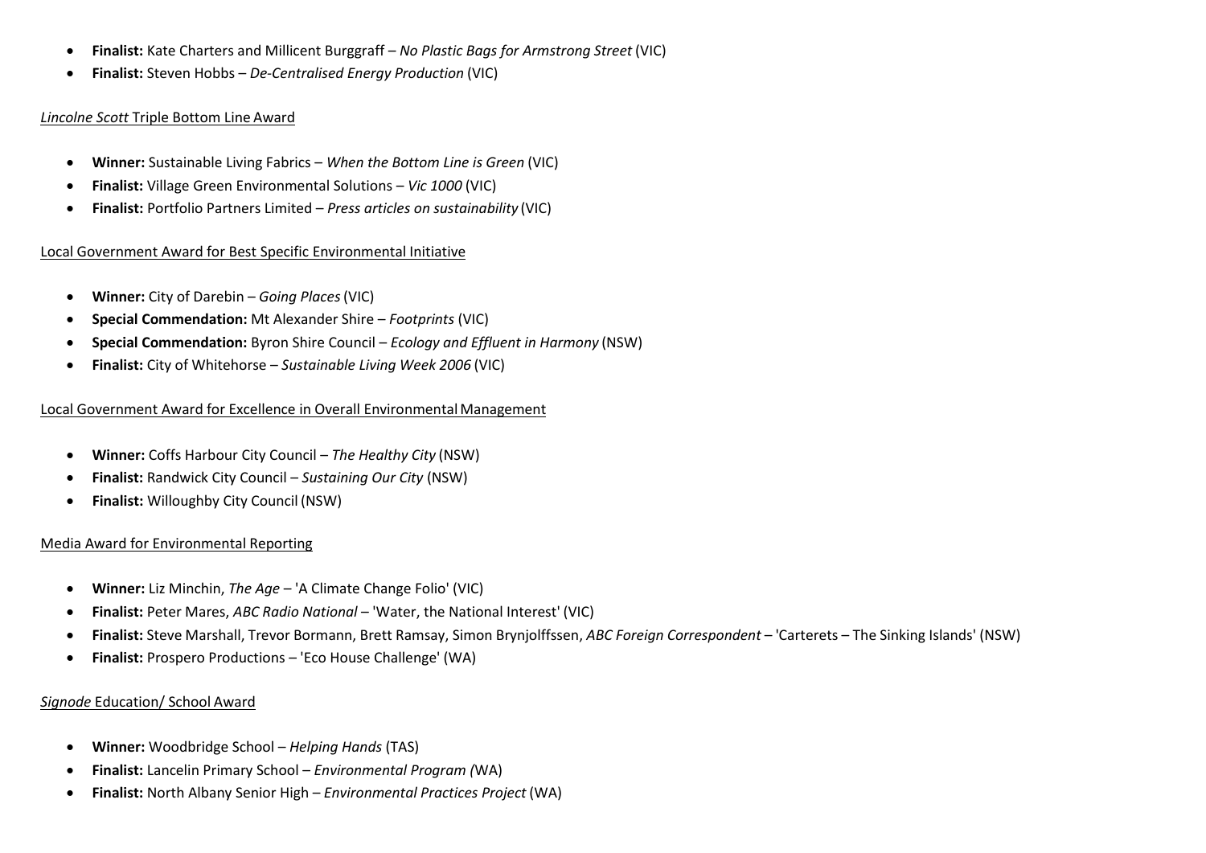- **Finalist:** Kate Charters and Millicent Burggraff – *No Plastic Bags for Armstrong Street* (VIC)
- **Finalist:** Steven Hobbs – *De-Centralised Energy Production* (VIC)

*Lincolne Scott* Triple Bottom Line Award

- **Winner:** Sustainable Living Fabrics – *When the Bottom Line is Green* (VIC)
- **Finalist:** Village Green Environmental Solutions – *Vic 1000* (VIC)
- **Finalist:** Portfolio Partners Limited – *Press articles on sustainability* (VIC)

Local Government Award for Best Specific Environmental Initiative

- **Winner:** City of Darebin – *Going Places* (VIC)
- **Special Commendation:** Mt Alexander Shire – *Footprints* (VIC)
- **Special Commendation:** Byron Shire Council – *Ecology and Effluent in Harmony* (NSW)
- **Finalist:** City of Whitehorse – *Sustainable Living Week 2006* (VIC)

Local Government Award for Excellence in Overall Environmental Management

- **Winner:** Coffs Harbour City Council – *The Healthy City* (NSW)
- **Finalist:** Randwick City Council – *Sustaining Our City* (NSW)
- **Finalist:** Willoughby City Council (NSW)

Media Award for Environmental Reporting

- **Winner:** Liz Minchin, *The Age* – 'A Climate Change Folio' (VIC)
- **Finalist:** Peter Mares, *ABC Radio National* – 'Water, the National Interest' (VIC)
- **Finalist:** Steve Marshall, Trevor Bormann, Brett Ramsay, Simon Brynjolffssen, *ABC Foreign Correspondent* – 'Carterets – The Sinking Islands' (NSW)
- **Finalist:** Prospero Productions – 'Eco House Challenge' (WA)

*Signode* Education/ School Award

- **Winner:** Woodbridge School – *Helping Hands* (TAS)
- **Finalist:** Lancelin Primary School – *Environmental Program (*WA)
- **Finalist:** North Albany Senior High – *Environmental Practices Project* (WA)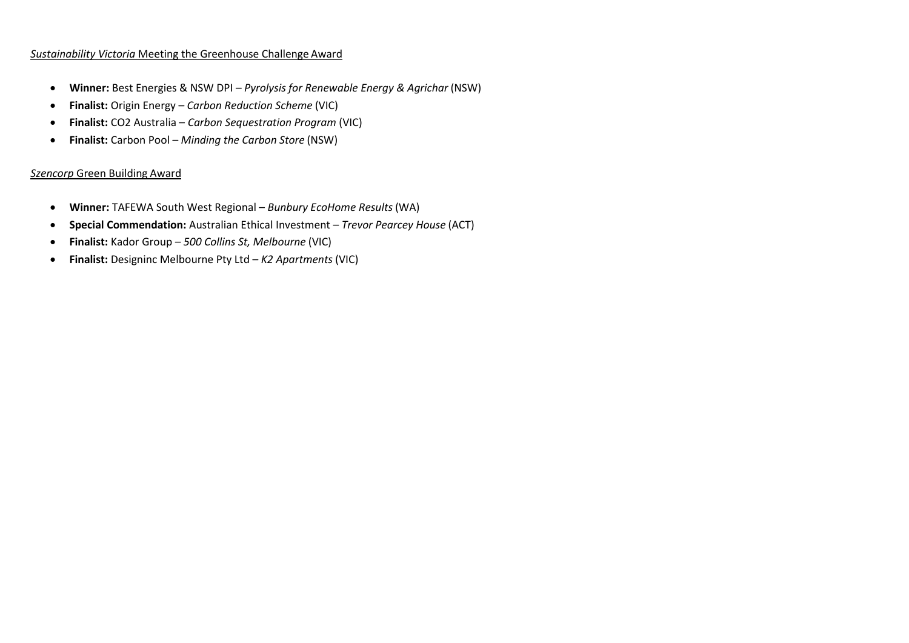*Sustainability Victoria* Meeting the Greenhouse Challenge Award

- **Winner:** Best Energies & NSW DPI – *Pyrolysis for Renewable Energy & Agrichar* (NSW)
- **Finalist:** Origin Energy – *Carbon Reduction Scheme* (VIC)
- **Finalist:** CO2 Australia – *Carbon Sequestration Program* (VIC)
- **Finalist:** Carbon Pool – *Minding the Carbon Store* (NSW)

*Szencorp* Green Building Award

- **Winner:** TAFEWA South West Regional – *Bunbury EcoHome Results* (WA)
- **Special Commendation:** Australian Ethical Investment – *Trevor Pearcey House* (ACT)
- **Finalist:** Kador Group – *500 Collins St, Melbourne* (VIC)
- **Finalist:** Designinc Melbourne Pty Ltd – *K2 Apartments* (VIC)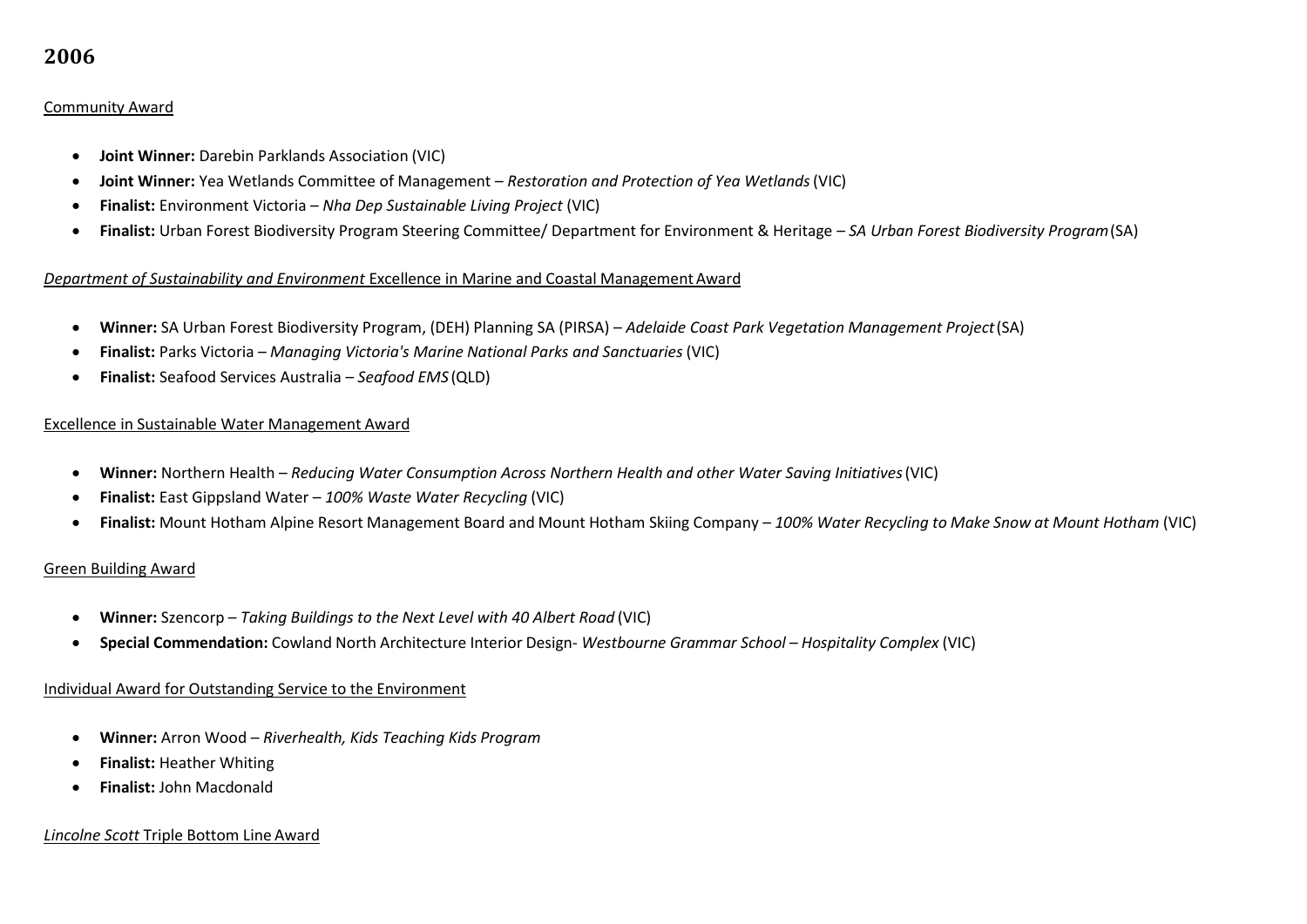## 2006

Community Award

- **Joint Winner:** Darebin Parklands Association (VIC)
- **Joint Winner:** Yea Wetlands Committee of Management – *Restoration and Protection of Yea Wetlands* (VIC)
- **Finalist:** Environment Victoria – *Nha Dep Sustainable Living Project* (VIC)
- **Finalist:** Urban Forest Biodiversity Program Steering Committee/ Department for Environment & Heritage – *SA Urban Forest Biodiversity Program* (SA)

*Department of Sustainability and Environment* Excellence in Marine and Coastal Management Award

- **Winner:** SA Urban Forest Biodiversity Program, (DEH) Planning SA (PIRSA) – *Adelaide Coast Park Vegetation Management Project* (SA)
- **Finalist:** Parks Victoria – *Managing Victoria's Marine National Parks and Sanctuaries* (VIC)
- **Finalist:** Seafood Services Australia – *Seafood EMS* (QLD)

Excellence in Sustainable Water Management Award

- **Winner:** Northern Health – *Reducing Water Consumption Across Northern Health and other Water Saving Initiatives* (VIC)
- **Finalist:** East Gippsland Water – *100% Waste Water Recycling* (VIC)
- **Finalist:** Mount Hotham Alpine Resort Management Board and Mount Hotham Skiing Company – *100% Water Recycling to Make Snow at Mount Hotham* (VIC)

Green Building Award

- **Winner:** Szencorp – *Taking Buildings to the Next Level with 40 Albert Road* (VIC)
- **Special Commendation:** Cowland North Architecture Interior Design- *Westbourne Grammar School – Hospitality Complex* (VIC)

Individual Award for Outstanding Service to the Environment

- **Winner:** Arron Wood – *Riverhealth, Kids Teaching Kids Program*
- **Finalist:** Heather Whiting
- **Finalist:** John Macdonald

*Lincolne Scott* Triple Bottom Line Award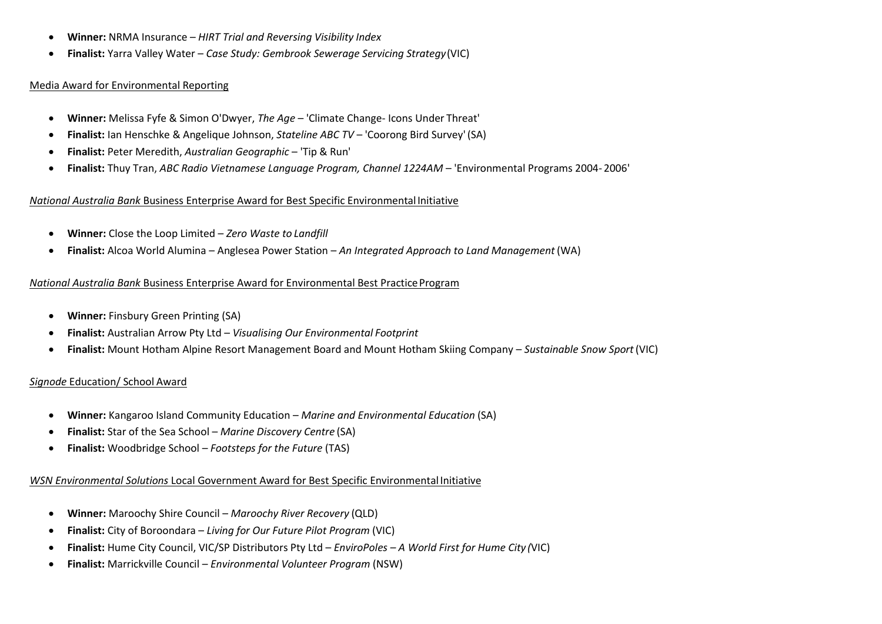- **Winner:** NRMA Insurance – *HIRT Trial and Reversing Visibility Index*
- **Finalist:** Yarra Valley Water – *Case Study: Gembrook Sewerage Servicing Strategy* (VIC)

Media Award for Environmental Reporting

- **Winner:** Melissa Fyfe & Simon O'Dwyer, *The Age* – 'Climate Change- Icons Under Threat'
- **Finalist:** Ian Henschke & Angelique Johnson, *Stateline ABC TV* – 'Coorong Bird Survey' (SA)
- **Finalist:** Peter Meredith, *Australian Geographic* – 'Tip & Run'
- **Finalist:** Thuy Tran, *ABC Radio Vietnamese Language Program, Channel 1224AM* – 'Environmental Programs 2004- 2006'

*National Australia Bank* Business Enterprise Award for Best Specific Environmental Initiative

- **Winner:** Close the Loop Limited – *Zero Waste to Landfill*
- **Finalist:** Alcoa World Alumina – Anglesea Power Station – *An Integrated Approach to Land Management* (WA)

*National Australia Bank* Business Enterprise Award for Environmental Best Practice Program

- **Winner:** Finsbury Green Printing (SA)
- **Finalist:** Australian Arrow Pty Ltd – *Visualising Our Environmental Footprint*
- **Finalist:** Mount Hotham Alpine Resort Management Board and Mount Hotham Skiing Company – *Sustainable Snow Sport* (VIC)

*Signode* Education/ School Award

- **Winner:** Kangaroo Island Community Education – *Marine and Environmental Education* (SA)
- **Finalist:** Star of the Sea School – *Marine Discovery Centre* (SA)
- **Finalist:** Woodbridge School – *Footsteps for the Future* (TAS)

*WSN Environmental Solutions* Local Government Award for Best Specific Environmental Initiative

- **Winner:** Maroochy Shire Council – *Maroochy River Recovery* (QLD)
- **Finalist:** City of Boroondara – *Living for Our Future Pilot Program* (VIC)
- **Finalist:** Hume City Council, VIC/SP Distributors Pty Ltd – *EnviroPoles – A World First for Hume City* (VIC)
- **Finalist:** Marrickville Council – *Environmental Volunteer Program* (NSW)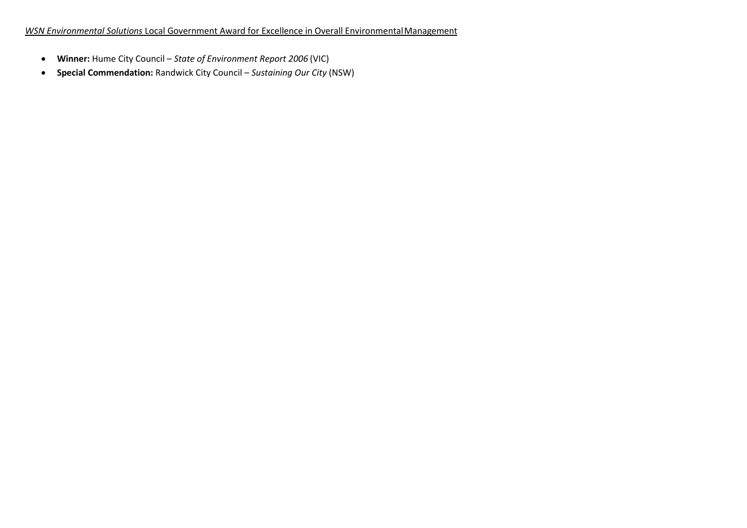*WSN Environmental Solutions* Local Government Award for Excellence in Overall Environmental Management

- **Winner:** Hume City Council – *State of Environment Report 2006* (VIC)
- **Special Commendation:** Randwick City Council – *Sustaining Our City* (NSW)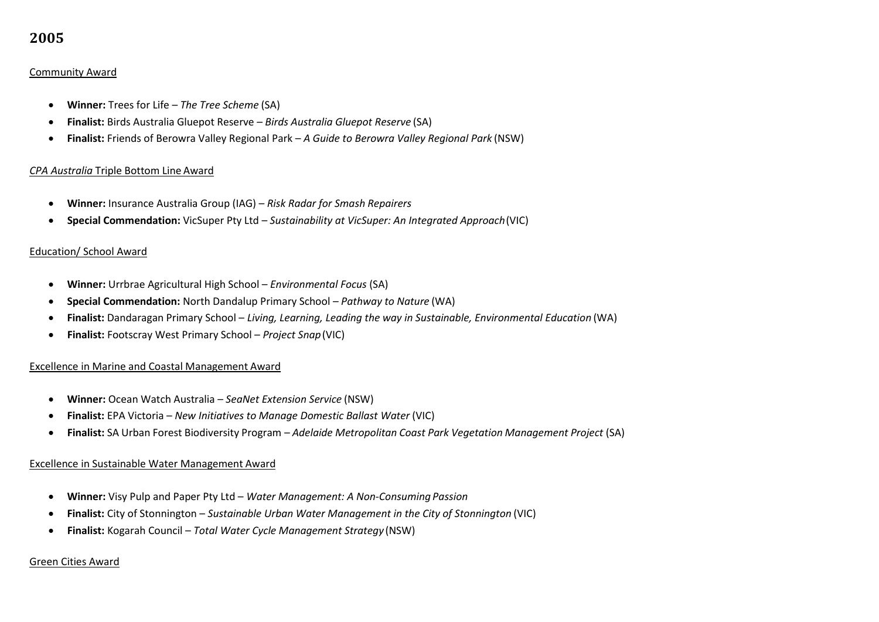## 2005

Community Award

- **Winner:** Trees for Life – *The Tree Scheme* (SA)
- **Finalist:** Birds Australia Gluepot Reserve – *Birds Australia Gluepot Reserve* (SA)
- **Finalist:** Friends of Berowra Valley Regional Park – *A Guide to Berowra Valley Regional Park* (NSW)

*CPA Australia* Triple Bottom Line Award

- **Winner:** Insurance Australia Group (IAG) – *Risk Radar for Smash Repairers*
- **Special Commendation:** VicSuper Pty Ltd – *Sustainability at VicSuper: An Integrated Approach* (VIC)

Education/ School Award

- **Winner:** Urrbrae Agricultural High School – *Environmental Focus* (SA)
- **Special Commendation:** North Dandalup Primary School – *Pathway to Nature* (WA)
- **Finalist:** Dandaragan Primary School – *Living, Learning, Leading the way in Sustainable, Environmental Education* (WA)
- **Finalist:** Footscray West Primary School – *Project Snap* (VIC)

Excellence in Marine and Coastal Management Award

- **Winner:** Ocean Watch Australia – *SeaNet Extension Service* (NSW)
- **Finalist:** EPA Victoria – *New Initiatives to Manage Domestic Ballast Water* (VIC)
- **Finalist:** SA Urban Forest Biodiversity Program – *Adelaide Metropolitan Coast Park Vegetation Management Project* (SA)

Excellence in Sustainable Water Management Award

- **Winner:** Visy Pulp and Paper Pty Ltd – *Water Management: A Non-Consuming Passion*
- **Finalist:** City of Stonnington – *Sustainable Urban Water Management in the City of Stonnington* (VIC)
- **Finalist:** Kogarah Council – *Total Water Cycle Management Strategy* (NSW)

Green Cities Award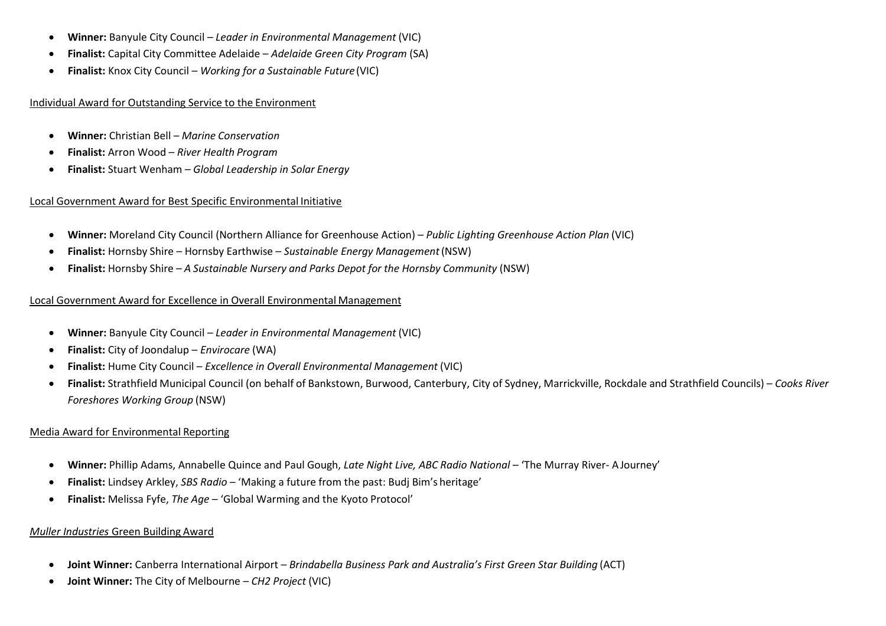- **Winner:** Banyule City Council – *Leader in Environmental Management* (VIC)
- **Finalist:** Capital City Committee Adelaide – *Adelaide Green City Program* (SA)
- **Finalist:** Knox City Council – *Working for a Sustainable Future* (VIC)

Individual Award for Outstanding Service to the Environment

- **Winner:** Christian Bell – *Marine Conservation*
- **Finalist:** Arron Wood – *River Health Program*
- **Finalist:** Stuart Wenham – *Global Leadership in Solar Energy*

Local Government Award for Best Specific Environmental Initiative

- **Winner:** Moreland City Council (Northern Alliance for Greenhouse Action) – *Public Lighting Greenhouse Action Plan* (VIC)
- **Finalist:** Hornsby Shire – Hornsby Earthwise – *Sustainable Energy Management* (NSW)
- **Finalist:** Hornsby Shire – *A Sustainable Nursery and Parks Depot for the Hornsby Community* (NSW)

Local Government Award for Excellence in Overall Environmental Management

- **Winner:** Banyule City Council – *Leader in Environmental Management* (VIC)
- **Finalist:** City of Joondalup – *Envirocare* (WA)
- **Finalist:** Hume City Council – *Excellence in Overall Environmental Management* (VIC)
- **Finalist:** Strathfield Municipal Council (on behalf of Bankstown, Burwood, Canterbury, City of Sydney, Marrickville, Rockdale and Strathfield Councils) – *Cooks River Foreshores Working Group* (NSW)

Media Award for Environmental Reporting

- **Winner:** Phillip Adams, Annabelle Quince and Paul Gough, *Late Night Live, ABC Radio National* – 'The Murray River- A Journey'
- **Finalist:** Lindsey Arkley, *SBS Radio* – 'Making a future from the past: Budj Bim's heritage'
- **Finalist:** Melissa Fyfe, *The Age* – 'Global Warming and the Kyoto Protocol'

*Muller Industries* Green Building Award

- **Joint Winner:** Canberra International Airport – *Brindabella Business Park and Australia's First Green Star Building* (ACT)
- **Joint Winner:** The City of Melbourne – *CH2 Project* (VIC)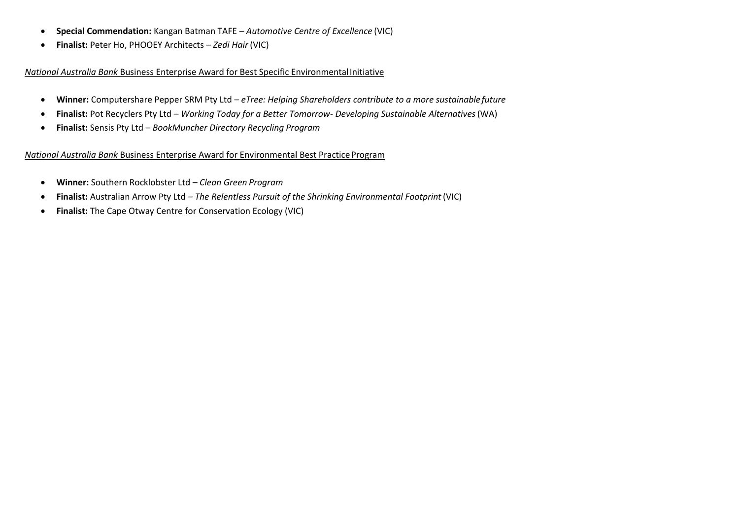- **Special Commendation:** Kangan Batman TAFE – *Automotive Centre of Excellence* (VIC)
- **Finalist:** Peter Ho, PHOOEY Architects – *Zedi Hair* (VIC)

<u>*National Australia Bank* Business Enterprise Award for Best Specific Environmental Initiative</u>

- **Winner:** Computershare Pepper SRM Pty Ltd – *eTree: Helping Shareholders contribute to a more sustainable future*
- **Finalist:** Pot Recyclers Pty Ltd – *Working Today for a Better Tomorrow- Developing Sustainable Alternatives* (WA)
- **Finalist:** Sensis Pty Ltd – *BookMuncher Directory Recycling Program*

<u>*National Australia Bank* Business Enterprise Award for Environmental Best Practice Program</u>

- **Winner:** Southern Rocklobster Ltd – *Clean Green Program*
- **Finalist:** Australian Arrow Pty Ltd – *The Relentless Pursuit of the Shrinking Environmental Footprint* (VIC)
- **Finalist:** The Cape Otway Centre for Conservation Ecology (VIC)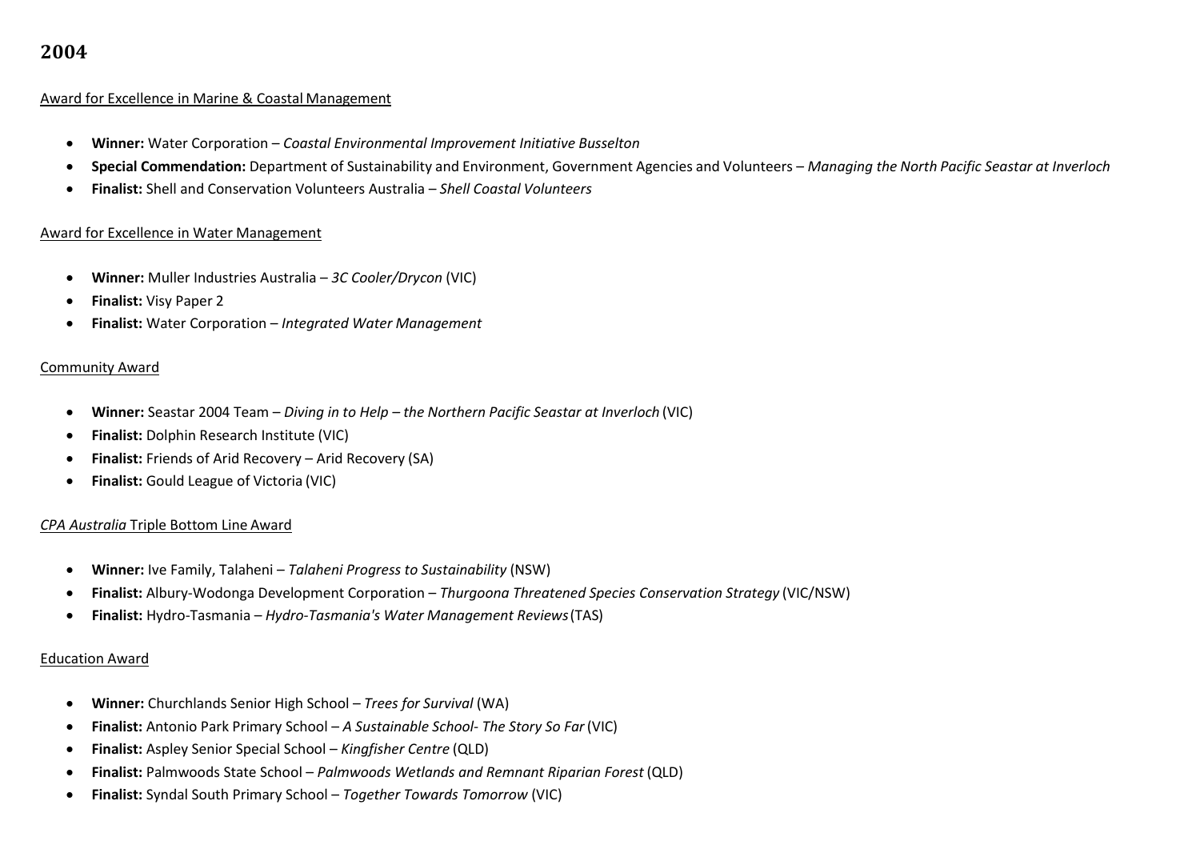## 2004

Award for Excellence in Marine & Coastal Management

- **Winner:** Water Corporation – *Coastal Environmental Improvement Initiative Busselton*
- **Special Commendation:** Department of Sustainability and Environment, Government Agencies and Volunteers – *Managing the North Pacific Seastar at Inverloch*
- **Finalist:** Shell and Conservation Volunteers Australia – *Shell Coastal Volunteers*

Award for Excellence in Water Management

- **Winner:** Muller Industries Australia – *3C Cooler/Drycon* (VIC)
- **Finalist:** Visy Paper 2
- **Finalist:** Water Corporation – *Integrated Water Management*

Community Award

- **Winner:** Seastar 2004 Team – *Diving in to Help – the Northern Pacific Seastar at Inverloch* (VIC)
- **Finalist:** Dolphin Research Institute (VIC)
- **Finalist:** Friends of Arid Recovery – Arid Recovery (SA)
- **Finalist:** Gould League of Victoria (VIC)

*CPA Australia* Triple Bottom Line Award

- **Winner:** Ive Family, Talaheni – *Talaheni Progress to Sustainability* (NSW)
- **Finalist:** Albury-Wodonga Development Corporation – *Thurgoona Threatened Species Conservation Strategy* (VIC/NSW)
- **Finalist:** Hydro-Tasmania – *Hydro-Tasmania's Water Management Reviews* (TAS)

Education Award

- **Winner:** Churchlands Senior High School – *Trees for Survival* (WA)
- **Finalist:** Antonio Park Primary School – *A Sustainable School- The Story So Far* (VIC)
- **Finalist:** Aspley Senior Special School – *Kingfisher Centre* (QLD)
- **Finalist:** Palmwoods State School – *Palmwoods Wetlands and Remnant Riparian Forest* (QLD)
- **Finalist:** Syndal South Primary School – *Together Towards Tomorrow* (VIC)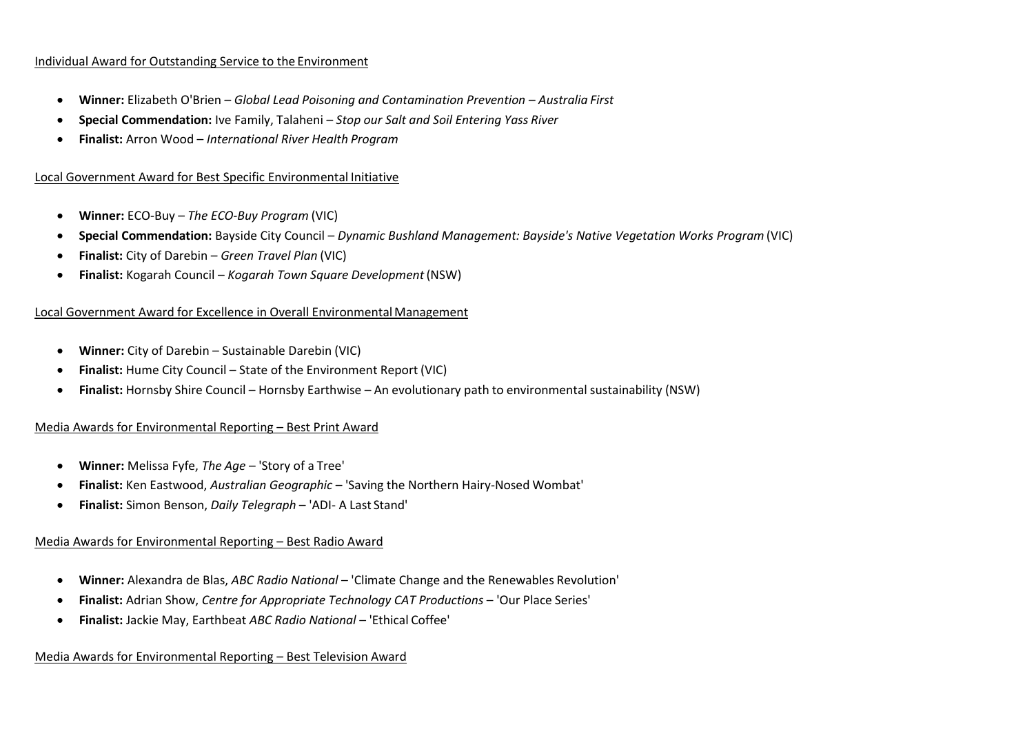Individual Award for Outstanding Service to the Environment

- **Winner:** Elizabeth O'Brien – *Global Lead Poisoning and Contamination Prevention – Australia First*
- **Special Commendation:** Ive Family, Talaheni – *Stop our Salt and Soil Entering Yass River*
- **Finalist:** Arron Wood – *International River Health Program*

Local Government Award for Best Specific Environmental Initiative

- **Winner:** ECO-Buy – *The ECO-Buy Program* (VIC)
- **Special Commendation:** Bayside City Council – *Dynamic Bushland Management: Bayside's Native Vegetation Works Program* (VIC)
- **Finalist:** City of Darebin – *Green Travel Plan* (VIC)
- **Finalist:** Kogarah Council – *Kogarah Town Square Development* (NSW)

Local Government Award for Excellence in Overall Environmental Management

- **Winner:** City of Darebin – Sustainable Darebin (VIC)
- **Finalist:** Hume City Council – State of the Environment Report (VIC)
- **Finalist:** Hornsby Shire Council – Hornsby Earthwise – An evolutionary path to environmental sustainability (NSW)

Media Awards for Environmental Reporting – Best Print Award

- **Winner:** Melissa Fyfe, *The Age* – 'Story of a Tree'
- **Finalist:** Ken Eastwood, *Australian Geographic* – 'Saving the Northern Hairy-Nosed Wombat'
- **Finalist:** Simon Benson, *Daily Telegraph* – 'ADI- A Last Stand'

Media Awards for Environmental Reporting – Best Radio Award

- **Winner:** Alexandra de Blas, *ABC Radio National* – 'Climate Change and the Renewables Revolution'
- **Finalist:** Adrian Show, *Centre for Appropriate Technology CAT Productions* – 'Our Place Series'
- **Finalist:** Jackie May, Earthbeat *ABC Radio National* – 'Ethical Coffee'

Media Awards for Environmental Reporting – Best Television Award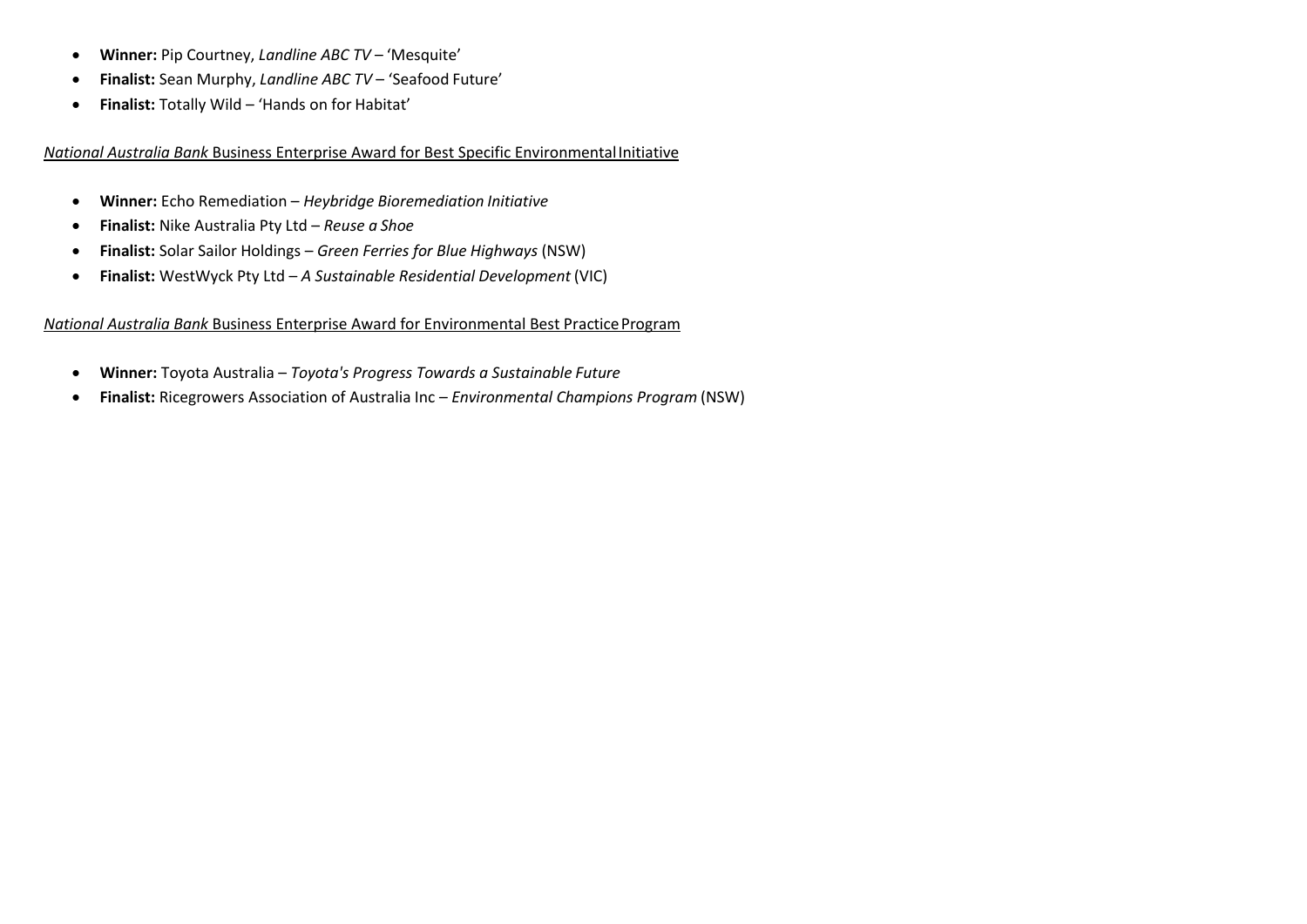- **Winner:** Pip Courtney, *Landline ABC TV* – 'Mesquite'
- **Finalist:** Sean Murphy, *Landline ABC TV* – 'Seafood Future'
- **Finalist:** Totally Wild – 'Hands on for Habitat'

*National Australia Bank* Business Enterprise Award for Best Specific Environmental Initiative

- **Winner:** Echo Remediation – *Heybridge Bioremediation Initiative*
- **Finalist:** Nike Australia Pty Ltd – *Reuse a Shoe*
- **Finalist:** Solar Sailor Holdings – *Green Ferries for Blue Highways* (NSW)
- **Finalist:** WestWyck Pty Ltd – *A Sustainable Residential Development* (VIC)

*National Australia Bank* Business Enterprise Award for Environmental Best Practice Program

- **Winner:** Toyota Australia – *Toyota's Progress Towards a Sustainable Future*
- **Finalist:** Ricegrowers Association of Australia Inc – *Environmental Champions Program* (NSW)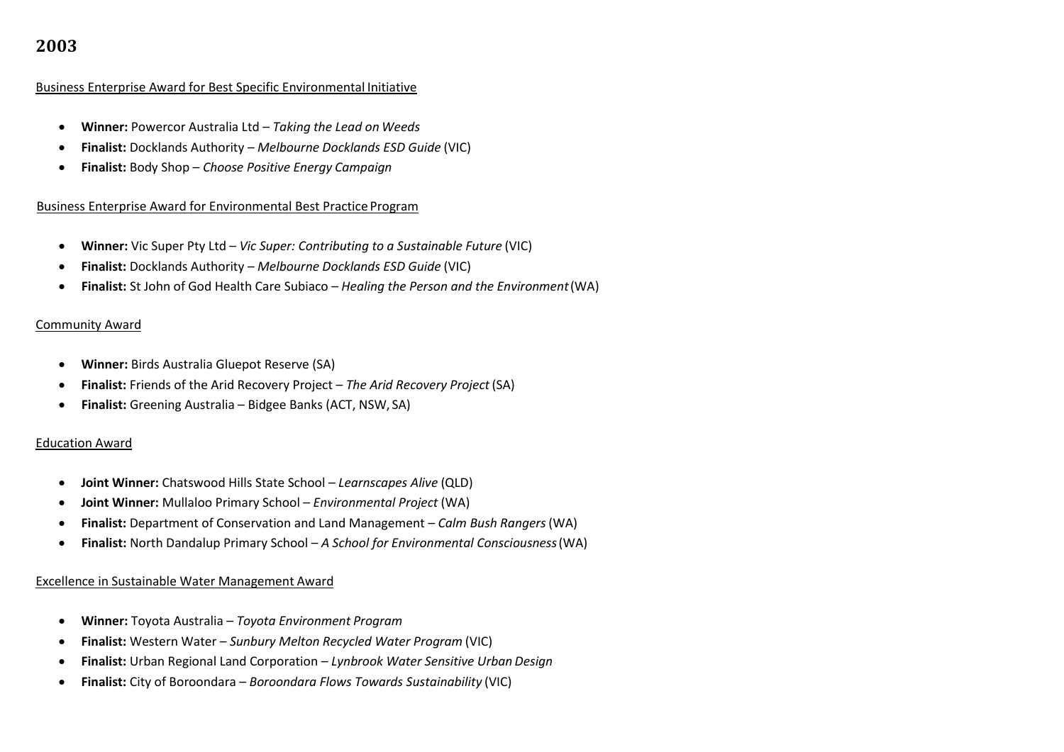## 2003

Business Enterprise Award for Best Specific Environmental Initiative

- **Winner:** Powercor Australia Ltd – *Taking the Lead on Weeds*
- **Finalist:** Docklands Authority – *Melbourne Docklands ESD Guide* (VIC)
- **Finalist:** Body Shop – *Choose Positive Energy Campaign*

Business Enterprise Award for Environmental Best Practice Program

- **Winner:** Vic Super Pty Ltd – *Vic Super: Contributing to a Sustainable Future* (VIC)
- **Finalist:** Docklands Authority – *Melbourne Docklands ESD Guide* (VIC)
- **Finalist:** St John of God Health Care Subiaco – *Healing the Person and the Environment* (WA)

Community Award

- **Winner:** Birds Australia Gluepot Reserve (SA)
- **Finalist:** Friends of the Arid Recovery Project – *The Arid Recovery Project* (SA)
- **Finalist:** Greening Australia – Bidgee Banks (ACT, NSW, SA)

Education Award

- **Joint Winner:** Chatswood Hills State School – *Learnscapes Alive* (QLD)
- **Joint Winner:** Mullaloo Primary School – *Environmental Project* (WA)
- **Finalist:** Department of Conservation and Land Management – *Calm Bush Rangers* (WA)
- **Finalist:** North Dandalup Primary School – *A School for Environmental Consciousness* (WA)

Excellence in Sustainable Water Management Award

- **Winner:** Toyota Australia – *Toyota Environment Program*
- **Finalist:** Western Water – *Sunbury Melton Recycled Water Program* (VIC)
- **Finalist:** Urban Regional Land Corporation – *Lynbrook Water Sensitive Urban Design*
- **Finalist:** City of Boroondara – *Boroondara Flows Towards Sustainability* (VIC)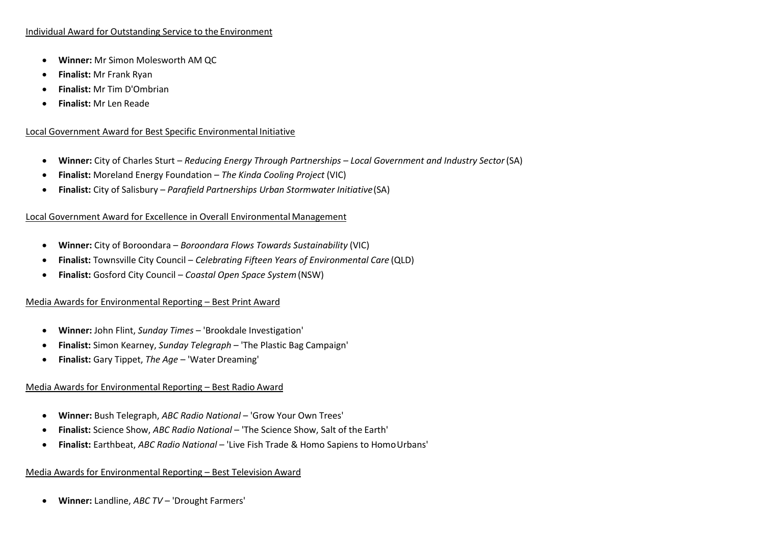Individual Award for Outstanding Service to the Environment

- **Winner:** Mr Simon Molesworth AM QC
- **Finalist:** Mr Frank Ryan
- **Finalist:** Mr Tim D'Ombrian
- **Finalist:** Mr Len Reade

Local Government Award for Best Specific Environmental Initiative

- **Winner:** City of Charles Sturt – *Reducing Energy Through Partnerships – Local Government and Industry Sector* (SA)
- **Finalist:** Moreland Energy Foundation – *The Kinda Cooling Project* (VIC)
- **Finalist:** City of Salisbury – *Parafield Partnerships Urban Stormwater Initiative* (SA)

Local Government Award for Excellence in Overall Environmental Management

- **Winner:** City of Boroondara – *Boroondara Flows Towards Sustainability* (VIC)
- **Finalist:** Townsville City Council – *Celebrating Fifteen Years of Environmental Care* (QLD)
- **Finalist:** Gosford City Council – *Coastal Open Space System* (NSW)

Media Awards for Environmental Reporting – Best Print Award

- **Winner:** John Flint, *Sunday Times* – 'Brookdale Investigation'
- **Finalist:** Simon Kearney, *Sunday Telegraph* – 'The Plastic Bag Campaign'
- **Finalist:** Gary Tippet, *The Age* – 'Water Dreaming'

Media Awards for Environmental Reporting – Best Radio Award

- **Winner:** Bush Telegraph, *ABC Radio National* – 'Grow Your Own Trees'
- **Finalist:** Science Show, *ABC Radio National* – 'The Science Show, Salt of the Earth'
- **Finalist:** Earthbeat, *ABC Radio National* – 'Live Fish Trade & Homo Sapiens to Homo Urbans'

Media Awards for Environmental Reporting – Best Television Award

- **Winner:** Landline, *ABC TV* – 'Drought Farmers'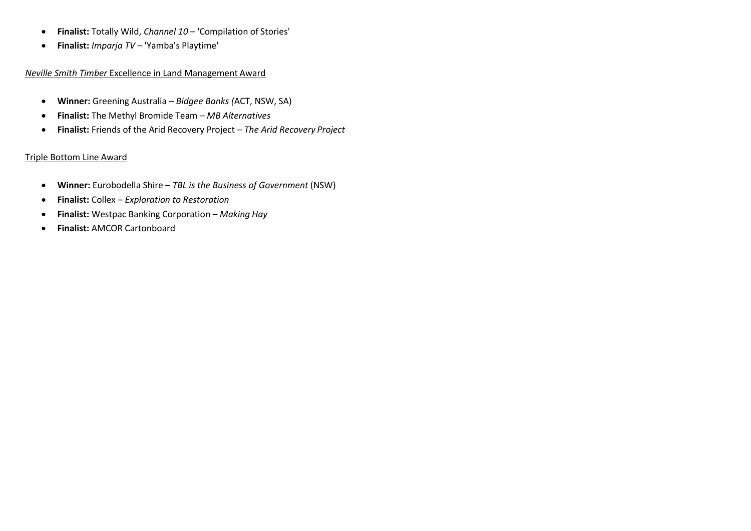- **Finalist:** Totally Wild, *Channel 10* – 'Compilation of Stories'
- **Finalist:** *Imparja TV* – 'Yamba's Playtime'

*Neville Smith Timber* Excellence in Land Management Award

- **Winner:** Greening Australia – *Bidgee Banks (*ACT, NSW, SA)
- **Finalist:** The Methyl Bromide Team – *MB Alternatives*
- **Finalist:** Friends of the Arid Recovery Project – *The Arid Recovery Project*

Triple Bottom Line Award

- **Winner:** Eurobodella Shire – *TBL is the Business of Government* (NSW)
- **Finalist:** Collex – *Exploration to Restoration*
- **Finalist:** Westpac Banking Corporation – *Making Hay*
- **Finalist:** AMCOR Cartonboard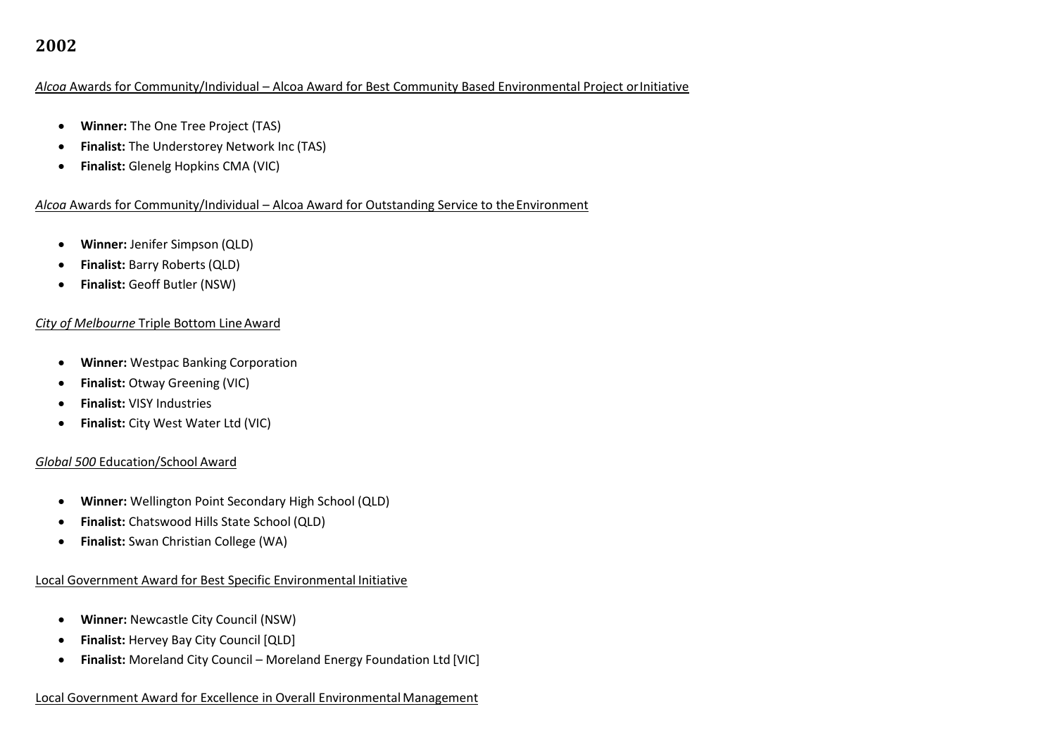## 2002

*Alcoa* Awards for Community/Individual – Alcoa Award for Best Community Based Environmental Project or Initiative

- **Winner:** The One Tree Project (TAS)
- **Finalist:** The Understorey Network Inc (TAS)
- **Finalist:** Glenelg Hopkins CMA (VIC)

*Alcoa* Awards for Community/Individual – Alcoa Award for Outstanding Service to the Environment

- **Winner:** Jenifer Simpson (QLD)
- **Finalist:** Barry Roberts (QLD)
- **Finalist:** Geoff Butler (NSW)

*City of Melbourne* Triple Bottom Line Award

- **Winner:** Westpac Banking Corporation
- **Finalist:** Otway Greening (VIC)
- **Finalist:** VISY Industries
- **Finalist:** City West Water Ltd (VIC)

*Global 500* Education/School Award

- **Winner:** Wellington Point Secondary High School (QLD)
- **Finalist:** Chatswood Hills State School (QLD)
- **Finalist:** Swan Christian College (WA)

Local Government Award for Best Specific Environmental Initiative

- **Winner:** Newcastle City Council (NSW)
- **Finalist:** Hervey Bay City Council [QLD]
- **Finalist:** Moreland City Council – Moreland Energy Foundation Ltd [VIC]

Local Government Award for Excellence in Overall Environmental Management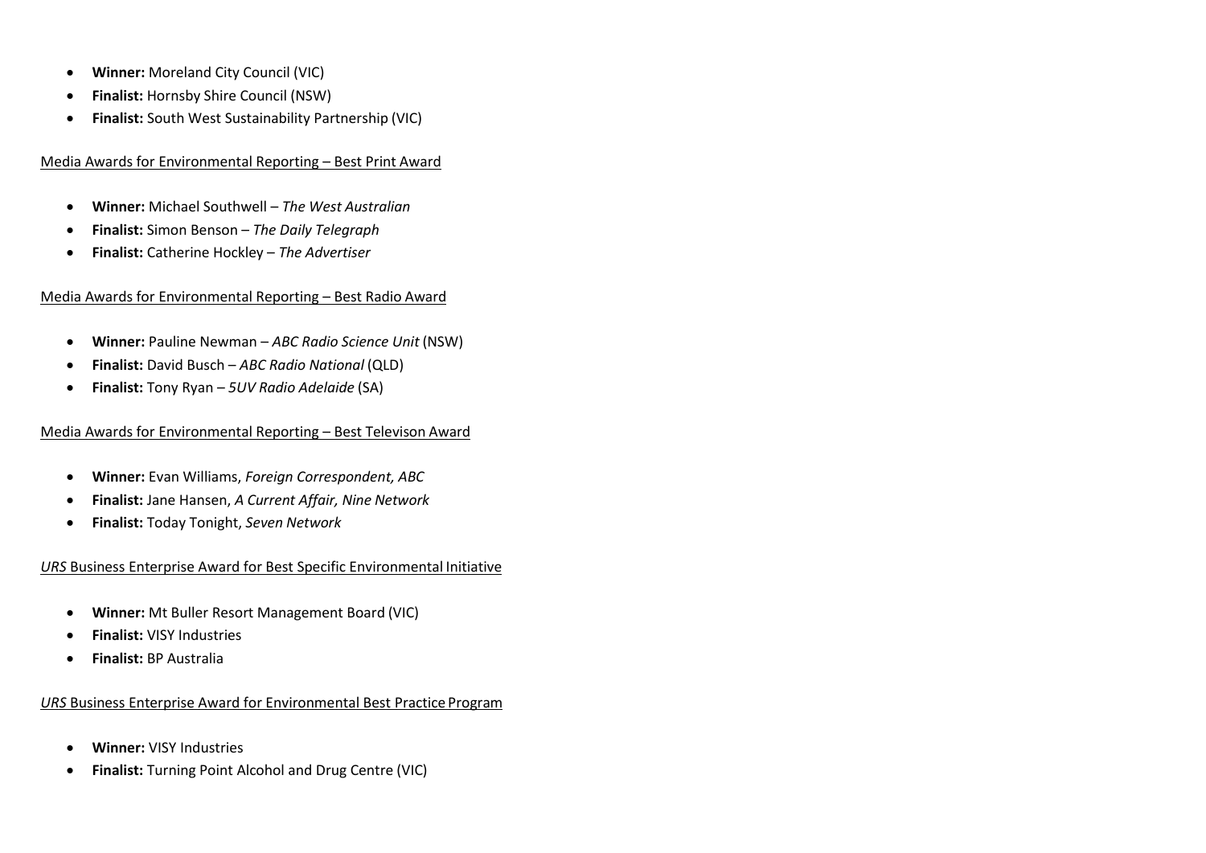- **Winner:** Moreland City Council (VIC)
- **Finalist:** Hornsby Shire Council (NSW)
- **Finalist:** South West Sustainability Partnership (VIC)

Media Awards for Environmental Reporting – Best Print Award

- **Winner:** Michael Southwell – *The West Australian*
- **Finalist:** Simon Benson – *The Daily Telegraph*
- **Finalist:** Catherine Hockley – *The Advertiser*

Media Awards for Environmental Reporting – Best Radio Award

- **Winner:** Pauline Newman – *ABC Radio Science Unit* (NSW)
- **Finalist:** David Busch – *ABC Radio National* (QLD)
- **Finalist:** Tony Ryan – *5UV Radio Adelaide* (SA)

Media Awards for Environmental Reporting – Best Televison Award

- **Winner:** Evan Williams, *Foreign Correspondent, ABC*
- **Finalist:** Jane Hansen, *A Current Affair, Nine Network*
- **Finalist:** Today Tonight, *Seven Network*

*URS* Business Enterprise Award for Best Specific Environmental Initiative

- **Winner:** Mt Buller Resort Management Board (VIC)
- **Finalist:** VISY Industries
- **Finalist:** BP Australia

*URS* Business Enterprise Award for Environmental Best Practice Program

- **Winner:** VISY Industries
- **Finalist:** Turning Point Alcohol and Drug Centre (VIC)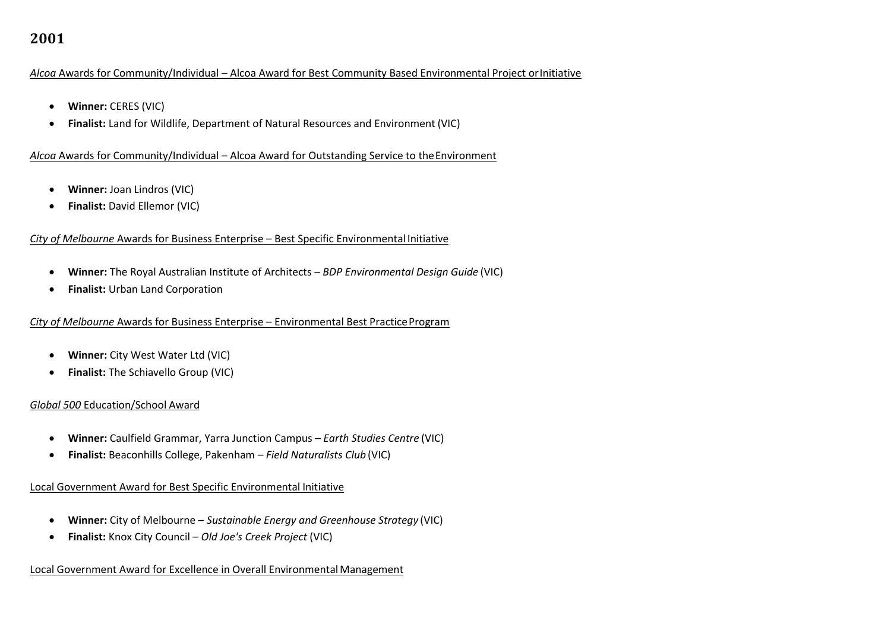## 2001

*Alcoa* Awards for Community/Individual – Alcoa Award for Best Community Based Environmental Project or Initiative

- **Winner:** CERES (VIC)
- **Finalist:** Land for Wildlife, Department of Natural Resources and Environment (VIC)

*Alcoa* Awards for Community/Individual – Alcoa Award for Outstanding Service to the Environment

- **Winner:** Joan Lindros (VIC)
- **Finalist:** David Ellemor (VIC)

*City of Melbourne* Awards for Business Enterprise – Best Specific Environmental Initiative

- **Winner:** The Royal Australian Institute of Architects – *BDP Environmental Design Guide* (VIC)
- **Finalist:** Urban Land Corporation

*City of Melbourne* Awards for Business Enterprise – Environmental Best Practice Program

- **Winner:** City West Water Ltd (VIC)
- **Finalist:** The Schiavello Group (VIC)

*Global 500* Education/School Award

- **Winner:** Caulfield Grammar, Yarra Junction Campus – *Earth Studies Centre* (VIC)
- **Finalist:** Beaconhills College, Pakenham – *Field Naturalists Club* (VIC)

Local Government Award for Best Specific Environmental Initiative

- **Winner:** City of Melbourne – *Sustainable Energy and Greenhouse Strategy* (VIC)
- **Finalist:** Knox City Council – *Old Joe's Creek Project* (VIC)

Local Government Award for Excellence in Overall Environmental Management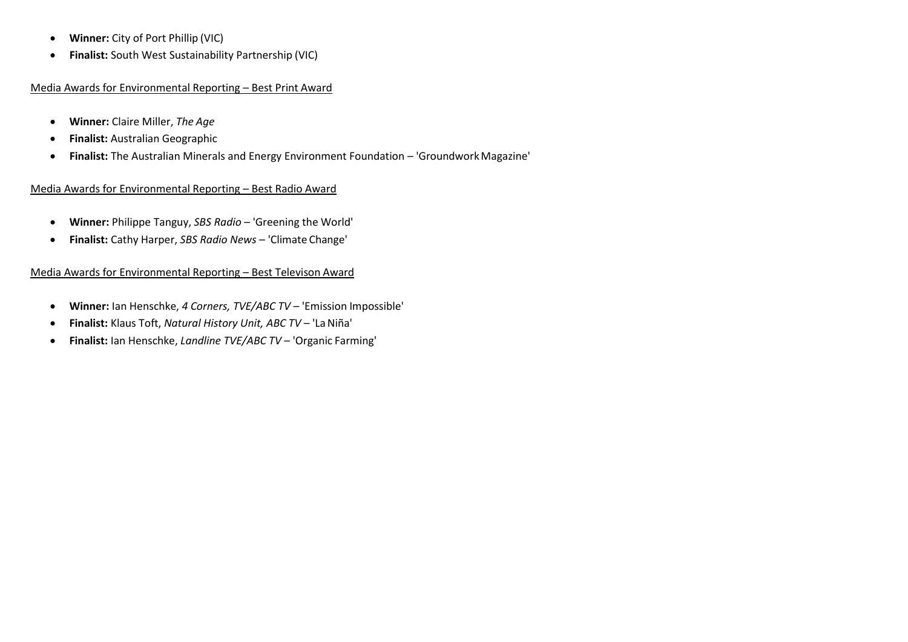- **Winner:** City of Port Phillip (VIC)
- **Finalist:** South West Sustainability Partnership (VIC)

Media Awards for Environmental Reporting – Best Print Award

- **Winner:** Claire Miller, *The Age*
- **Finalist:** Australian Geographic
- **Finalist:** The Australian Minerals and Energy Environment Foundation – 'Groundwork Magazine'

Media Awards for Environmental Reporting – Best Radio Award

- **Winner:** Philippe Tanguy, *SBS Radio* – 'Greening the World'
- **Finalist:** Cathy Harper, *SBS Radio News* – 'Climate Change'

Media Awards for Environmental Reporting – Best Televison Award

- **Winner:** Ian Henschke, *4 Corners, TVE/ABC TV* – 'Emission Impossible'
- **Finalist:** Klaus Toft, *Natural History Unit, ABC TV* – 'La Niña'
- **Finalist:** Ian Henschke, *Landline TVE/ABC TV* – 'Organic Farming'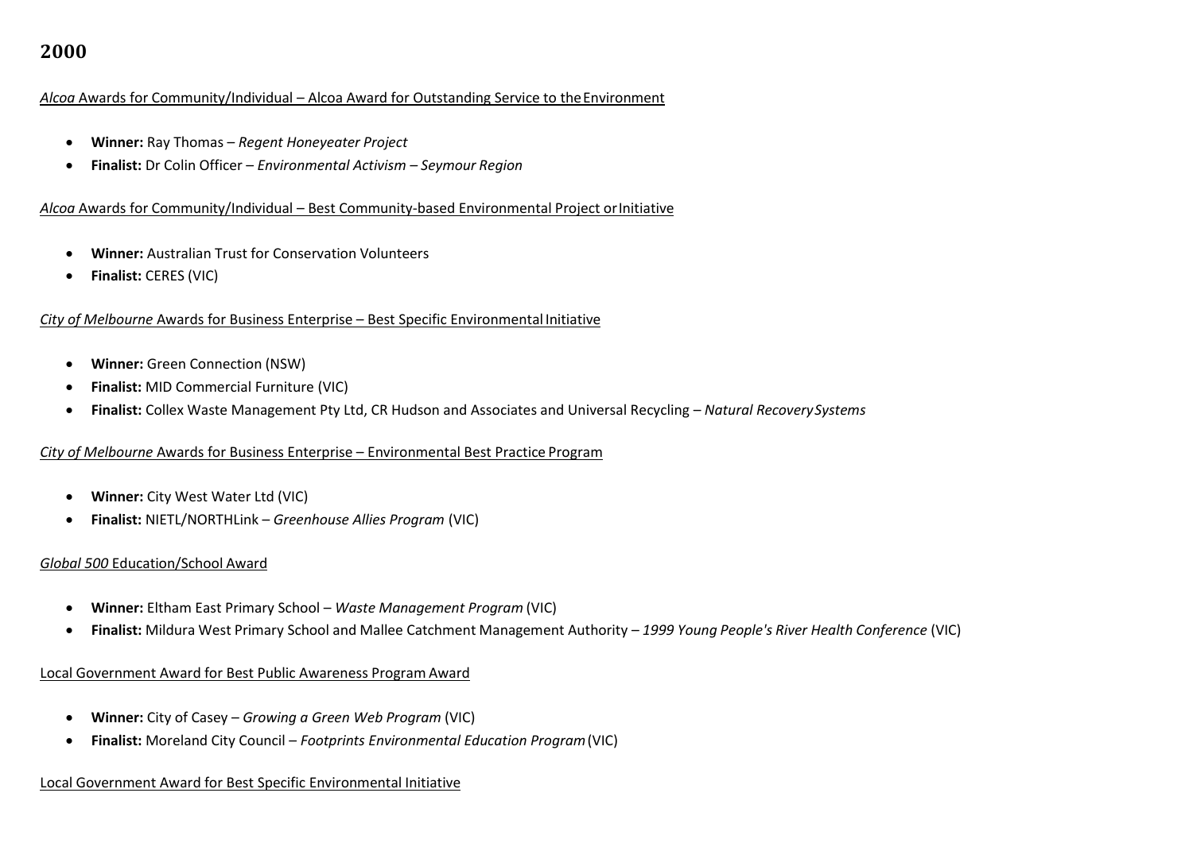## 2000

*Alcoa* Awards for Community/Individual – Alcoa Award for Outstanding Service to the Environment

- **Winner:** Ray Thomas – *Regent Honeyeater Project*
- **Finalist:** Dr Colin Officer – *Environmental Activism – Seymour Region*

*Alcoa* Awards for Community/Individual – Best Community-based Environmental Project or Initiative

- **Winner:** Australian Trust for Conservation Volunteers
- **Finalist:** CERES (VIC)

*City of Melbourne* Awards for Business Enterprise – Best Specific Environmental Initiative

- **Winner:** Green Connection (NSW)
- **Finalist:** MID Commercial Furniture (VIC)
- **Finalist:** Collex Waste Management Pty Ltd, CR Hudson and Associates and Universal Recycling – *Natural Recovery Systems*

*City of Melbourne* Awards for Business Enterprise – Environmental Best Practice Program

- **Winner:** City West Water Ltd (VIC)
- **Finalist:** NIETL/NORTHLink – *Greenhouse Allies Program* (VIC)

*Global 500* Education/School Award

- **Winner:** Eltham East Primary School – *Waste Management Program* (VIC)
- **Finalist:** Mildura West Primary School and Mallee Catchment Management Authority – *1999 Young People's River Health Conference* (VIC)

Local Government Award for Best Public Awareness Program Award

- **Winner:** City of Casey – *Growing a Green Web Program* (VIC)
- **Finalist:** Moreland City Council – *Footprints Environmental Education Program* (VIC)

Local Government Award for Best Specific Environmental Initiative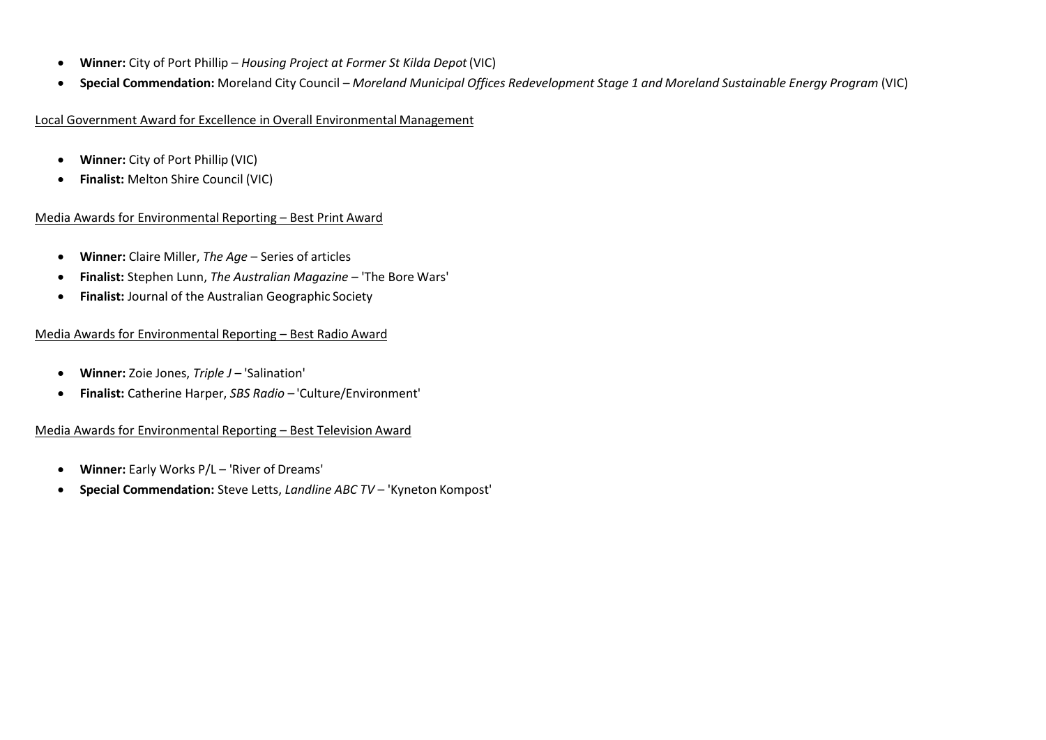- **Winner:** City of Port Phillip – *Housing Project at Former St Kilda Depot* (VIC)
- **Special Commendation:** Moreland City Council – *Moreland Municipal Offices Redevelopment Stage 1 and Moreland Sustainable Energy Program* (VIC)

Local Government Award for Excellence in Overall Environmental Management

- **Winner:** City of Port Phillip (VIC)
- **Finalist:** Melton Shire Council (VIC)

Media Awards for Environmental Reporting – Best Print Award

- **Winner:** Claire Miller, *The Age* – Series of articles
- **Finalist:** Stephen Lunn, *The Australian Magazine* – 'The Bore Wars'
- **Finalist:** Journal of the Australian Geographic Society

Media Awards for Environmental Reporting – Best Radio Award

- **Winner:** Zoie Jones, *Triple J* – 'Salination'
- **Finalist:** Catherine Harper, *SBS Radio* – 'Culture/Environment'

Media Awards for Environmental Reporting – Best Television Award

- **Winner:** Early Works P/L – 'River of Dreams'
- **Special Commendation:** Steve Letts, *Landline ABC TV* – 'Kyneton Kompost'